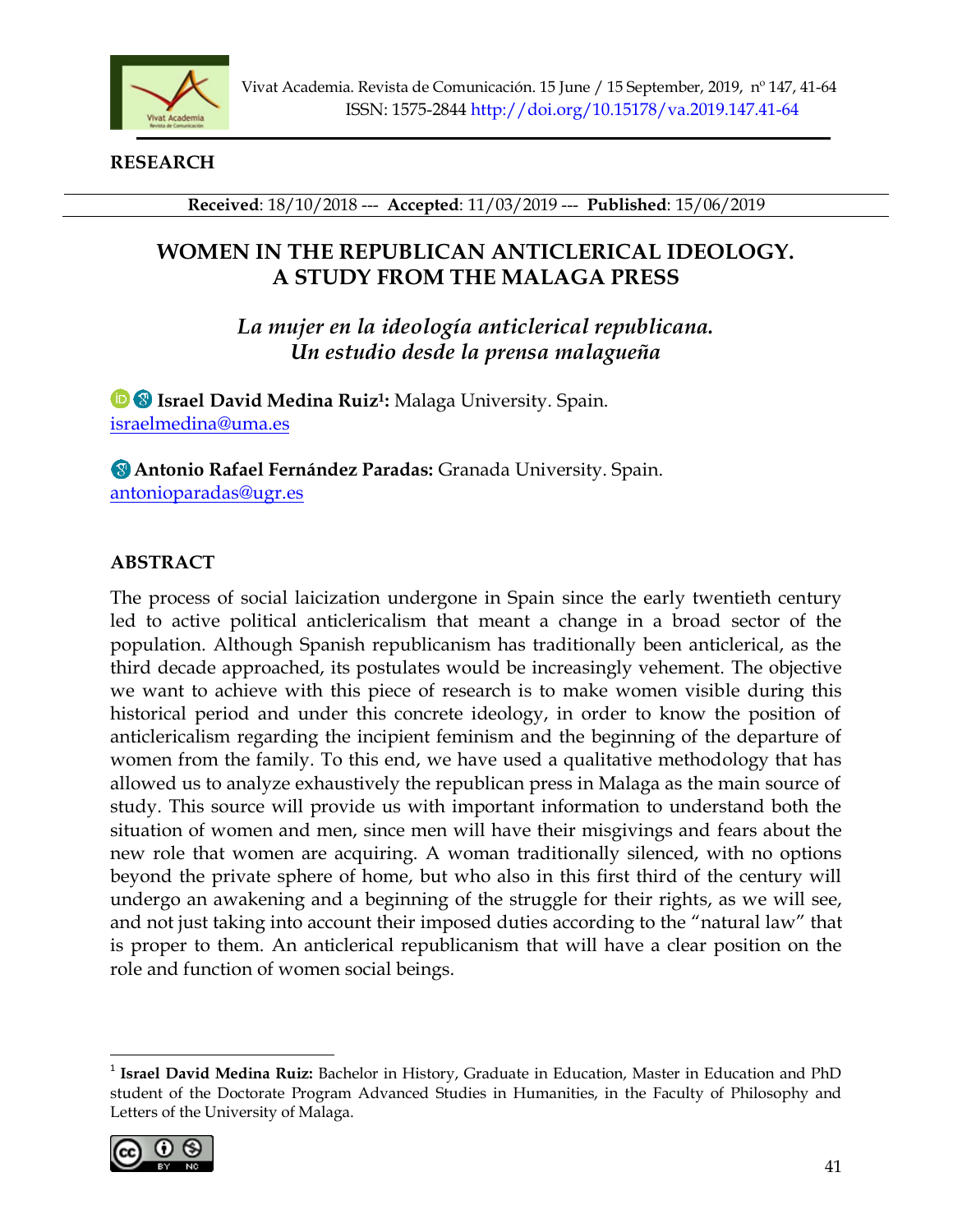**RESEARCH**

**Received**: 18/10/2018 --- **Accepted**: 11/03/2019 --- **Published**: 15/06/2019

# WOMEN IN THE REPUBLICAN ANTICLERICAL IDEOLOGY. A STUDY FROM THE MALAGA PRESS

## *La mujer en la ideología anticlerical republicana. Un estudio desde la prensa malagueña*

**Israel David Medina Ruiz[1]:** Malaga University. Spain.
israelmedina@uma.es

**Antonio Rafael Fernández Paradas:** Granada University. Spain.
antonioparadas@ugr.es

## ABSTRACT

The process of social laicization undergone in Spain since the early twentieth century led to active political anticlericalism that meant a change in a broad sector of the population. Although Spanish republicanism has traditionally been anticlerical, as the third decade approached, its postulates would be increasingly vehement. The objective we want to achieve with this piece of research is to make women visible during this historical period and under this concrete ideology, in order to know the position of anticlericalism regarding the incipient feminism and the beginning of the departure of women from the family. To this end, we have used a qualitative methodology that has allowed us to analyze exhaustively the republican press in Malaga as the main source of study. This source will provide us with important information to understand both the situation of women and men, since men will have their misgivings and fears about the new role that women are acquiring. A woman traditionally silenced, with no options beyond the private sphere of home, but who also in this first third of the century will undergo an awakening and a beginning of the struggle for their rights, as we will see, and not just taking into account their imposed duties according to the "natural law" that is proper to them. An anticlerical republicanism that will have a clear position on the role and function of women social beings.

[1] **Israel David Medina Ruiz:** Bachelor in History, Graduate in Education, Master in Education and PhD student of the Doctorate Program Advanced Studies in Humanities, in the Faculty of Philosophy and Letters of the University of Malaga.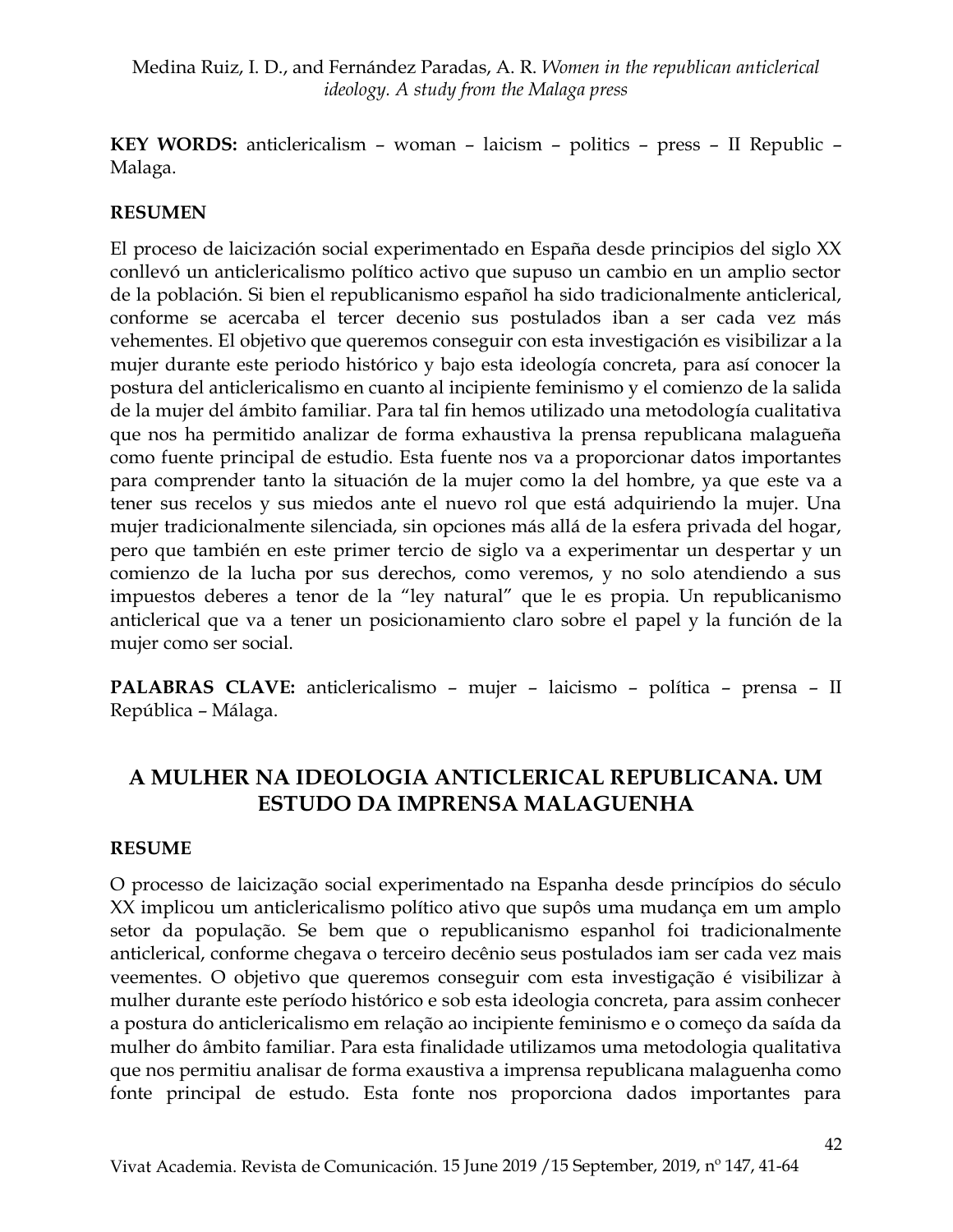**KEY WORDS:** anticlericalism – woman – laicism – politics – press – II Republic – Malaga.

**RESUMEN**

El proceso de laicización social experimentado en España desde principios del siglo XX conllevó un anticlericalismo político activo que supuso un cambio en un amplio sector de la población. Si bien el republicanismo español ha sido tradicionalmente anticlerical, conforme se acercaba el tercer decenio sus postulados iban a ser cada vez más vehementes. El objetivo que queremos conseguir con esta investigación es visibilizar a la mujer durante este periodo histórico y bajo esta ideología concreta, para así conocer la postura del anticlericalismo en cuanto al incipiente feminismo y el comienzo de la salida de la mujer del ámbito familiar. Para tal fin hemos utilizado una metodología cualitativa que nos ha permitido analizar de forma exhaustiva la prensa republicana malagueña como fuente principal de estudio. Esta fuente nos va a proporcionar datos importantes para comprender tanto la situación de la mujer como la del hombre, ya que este va a tener sus recelos y sus miedos ante el nuevo rol que está adquiriendo la mujer. Una mujer tradicionalmente silenciada, sin opciones más allá de la esfera privada del hogar, pero que también en este primer tercio de siglo va a experimentar un despertar y un comienzo de la lucha por sus derechos, como veremos, y no solo atendiendo a sus impuestos deberes a tenor de la "ley natural" que le es propia. Un republicanismo anticlerical que va a tener un posicionamiento claro sobre el papel y la función de la mujer como ser social.

**PALABRAS CLAVE:** anticlericalismo – mujer – laicismo – política – prensa – II República – Málaga.

## A MULHER NA IDEOLOGIA ANTICLERICAL REPUBLICANA. UM ESTUDO DA IMPRENSA MALAGUENHA

**RESUME**

O processo de laicização social experimentado na Espanha desde princípios do século XX implicou um anticlericalismo político ativo que supôs uma mudança em um amplo setor da população. Se bem que o republicanismo espanhol foi tradicionalmente anticlerical, conforme chegava o terceiro decênio seus postulados iam ser cada vez mais veementes. O objetivo que queremos conseguir com esta investigação é visibilizar à mulher durante este período histórico e sob esta ideologia concreta, para assim conhecer a postura do anticlericalismo em relação ao incipiente feminismo e o começo da saída da mulher do âmbito familiar. Para esta finalidade utilizamos uma metodologia qualitativa que nos permitiu analisar de forma exaustiva a imprensa republicana malaguenha como fonte principal de estudo. Esta fonte nos proporciona dados importantes para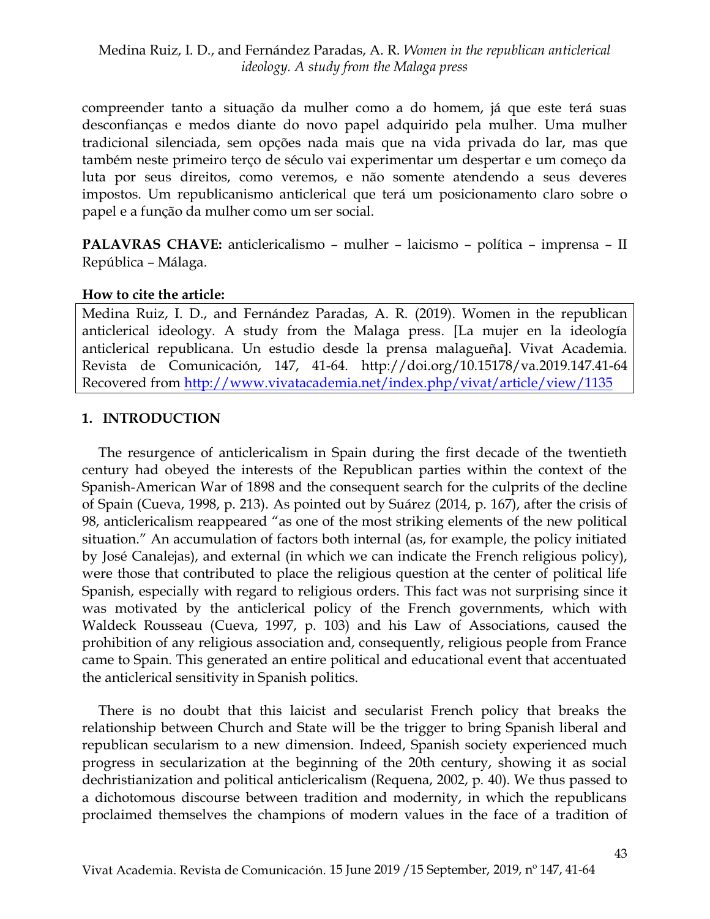compreender tanto a situação da mulher como a do homem, já que este terá suas desconfianças e medos diante do novo papel adquirido pela mulher. Uma mulher tradicional silenciada, sem opções nada mais que na vida privada do lar, mas que também neste primeiro terço de século vai experimentar um despertar e um começo da luta por seus direitos, como veremos, e não somente atendendo a seus deveres impostos. Um republicanismo anticlerical que terá um posicionamento claro sobre o papel e a função da mulher como um ser social.

**PALAVRAS CHAVE:** anticlericalismo – mulher – laicismo – política – imprensa – II República – Málaga.

**How to cite the article:**

Medina Ruiz, I. D., and Fernández Paradas, A. R. (2019). Women in the republican anticlerical ideology. A study from the Malaga press. [La mujer en la ideología anticlerical republicana. Un estudio desde la prensa malagueña]. Vivat Academia. Revista de Comunicación, 147, 41-64. http://doi.org/10.15178/va.2019.147.41-64 Recovered from http://www.vivatacademia.net/index.php/vivat/article/view/1135

## 1. INTRODUCTION

The resurgence of anticlericalism in Spain during the first decade of the twentieth century had obeyed the interests of the Republican parties within the context of the Spanish-American War of 1898 and the consequent search for the culprits of the decline of Spain (Cueva, 1998, p. 213). As pointed out by Suárez (2014, p. 167), after the crisis of 98, anticlericalism reappeared "as one of the most striking elements of the new political situation." An accumulation of factors both internal (as, for example, the policy initiated by José Canalejas), and external (in which we can indicate the French religious policy), were those that contributed to place the religious question at the center of political life Spanish, especially with regard to religious orders. This fact was not surprising since it was motivated by the anticlerical policy of the French governments, which with Waldeck Rousseau (Cueva, 1997, p. 103) and his Law of Associations, caused the prohibition of any religious association and, consequently, religious people from France came to Spain. This generated an entire political and educational event that accentuated the anticlerical sensitivity in Spanish politics.

There is no doubt that this laicist and secularist French policy that breaks the relationship between Church and State will be the trigger to bring Spanish liberal and republican secularism to a new dimension. Indeed, Spanish society experienced much progress in secularization at the beginning of the 20th century, showing it as social dechristianization and political anticlericalism (Requena, 2002, p. 40). We thus passed to a dichotomous discourse between tradition and modernity, in which the republicans proclaimed themselves the champions of modern values in the face of a tradition of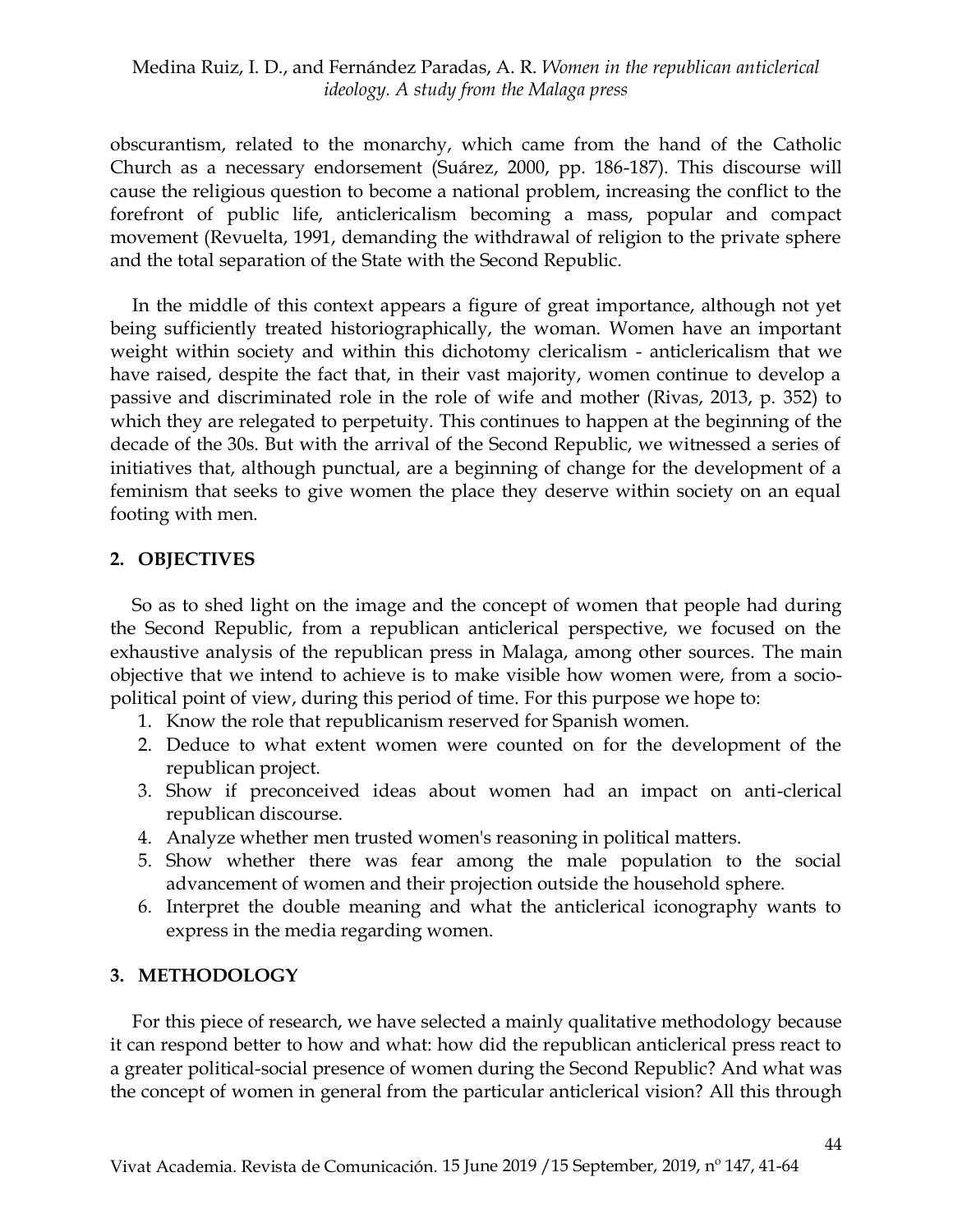obscurantism, related to the monarchy, which came from the hand of the Catholic Church as a necessary endorsement (Suárez, 2000, pp. 186-187). This discourse will cause the religious question to become a national problem, increasing the conflict to the forefront of public life, anticlericalism becoming a mass, popular and compact movement (Revuelta, 1991, demanding the withdrawal of religion to the private sphere and the total separation of the State with the Second Republic.

In the middle of this context appears a figure of great importance, although not yet being sufficiently treated historiographically, the woman. Women have an important weight within society and within this dichotomy clericalism - anticlericalism that we have raised, despite the fact that, in their vast majority, women continue to develop a passive and discriminated role in the role of wife and mother (Rivas, 2013, p. 352) to which they are relegated to perpetuity. This continues to happen at the beginning of the decade of the 30s. But with the arrival of the Second Republic, we witnessed a series of initiatives that, although punctual, are a beginning of change for the development of a feminism that seeks to give women the place they deserve within society on an equal footing with men.

## 2. OBJECTIVES

So as to shed light on the image and the concept of women that people had during the Second Republic, from a republican anticlerical perspective, we focused on the exhaustive analysis of the republican press in Malaga, among other sources. The main objective that we intend to achieve is to make visible how women were, from a socio-political point of view, during this period of time. For this purpose we hope to:

1. Know the role that republicanism reserved for Spanish women.
2. Deduce to what extent women were counted on for the development of the republican project.
3. Show if preconceived ideas about women had an impact on anti-clerical republican discourse.
4. Analyze whether men trusted women's reasoning in political matters.
5. Show whether there was fear among the male population to the social advancement of women and their projection outside the household sphere.
6. Interpret the double meaning and what the anticlerical iconography wants to express in the media regarding women.

## 3. METHODOLOGY

For this piece of research, we have selected a mainly qualitative methodology because it can respond better to how and what: how did the republican anticlerical press react to a greater political-social presence of women during the Second Republic? And what was the concept of women in general from the particular anticlerical vision? All this through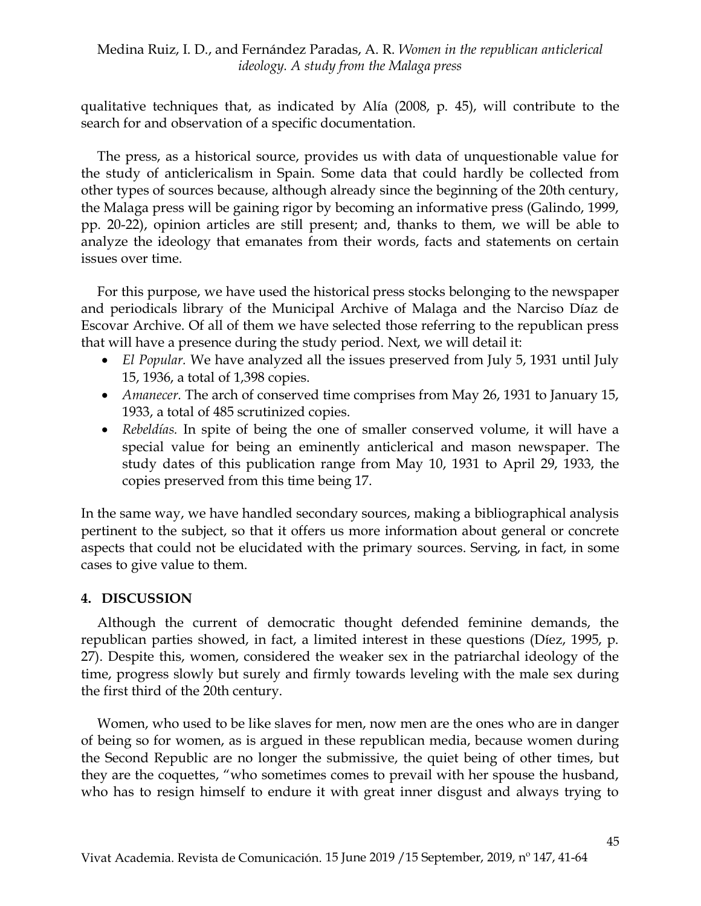qualitative techniques that, as indicated by Alía (2008, p. 45), will contribute to the search for and observation of a specific documentation.

The press, as a historical source, provides us with data of unquestionable value for the study of anticlericalism in Spain. Some data that could hardly be collected from other types of sources because, although already since the beginning of the 20th century, the Malaga press will be gaining rigor by becoming an informative press (Galindo, 1999, pp. 20-22), opinion articles are still present; and, thanks to them, we will be able to analyze the ideology that emanates from their words, facts and statements on certain issues over time.

For this purpose, we have used the historical press stocks belonging to the newspaper and periodicals library of the Municipal Archive of Malaga and the Narciso Díaz de Escovar Archive. Of all of them we have selected those referring to the republican press that will have a presence during the study period. Next, we will detail it:

- *El Popular.* We have analyzed all the issues preserved from July 5, 1931 until July 15, 1936, a total of 1,398 copies.
- *Amanecer.* The arch of conserved time comprises from May 26, 1931 to January 15, 1933, a total of 485 scrutinized copies.
- *Rebeldías.* In spite of being the one of smaller conserved volume, it will have a special value for being an eminently anticlerical and mason newspaper. The study dates of this publication range from May 10, 1931 to April 29, 1933, the copies preserved from this time being 17.

In the same way, we have handled secondary sources, making a bibliographical analysis pertinent to the subject, so that it offers us more information about general or concrete aspects that could not be elucidated with the primary sources. Serving, in fact, in some cases to give value to them.

## 4. DISCUSSION

Although the current of democratic thought defended feminine demands, the republican parties showed, in fact, a limited interest in these questions (Díez, 1995, p. 27). Despite this, women, considered the weaker sex in the patriarchal ideology of the time, progress slowly but surely and firmly towards leveling with the male sex during the first third of the 20th century.

Women, who used to be like slaves for men, now men are the ones who are in danger of being so for women, as is argued in these republican media, because women during the Second Republic are no longer the submissive, the quiet being of other times, but they are the coquettes, "who sometimes comes to prevail with her spouse the husband, who has to resign himself to endure it with great inner disgust and always trying to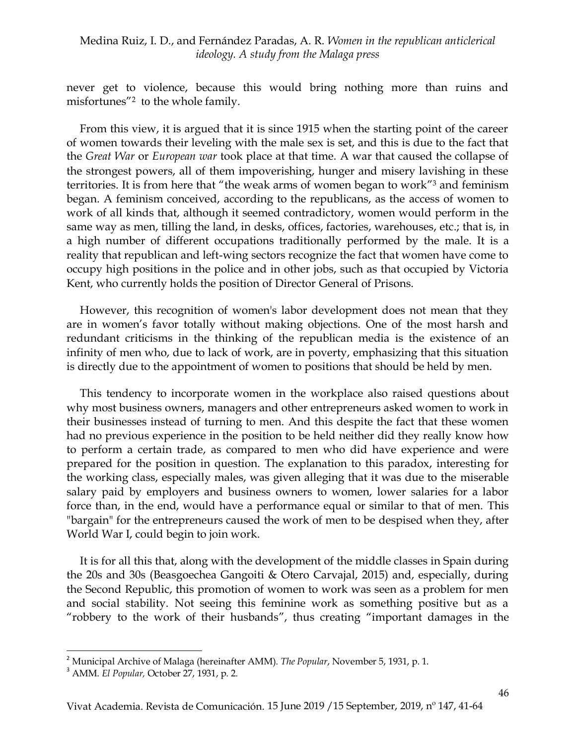never get to violence, because this would bring nothing more than ruins and misfortunes"[2] to the whole family.

From this view, it is argued that it is since 1915 when the starting point of the career of women towards their leveling with the male sex is set, and this is due to the fact that the *Great War* or *European war* took place at that time. A war that caused the collapse of the strongest powers, all of them impoverishing, hunger and misery lavishing in these territories. It is from here that "the weak arms of women began to work"[3] and feminism began. A feminism conceived, according to the republicans, as the access of women to work of all kinds that, although it seemed contradictory, women would perform in the same way as men, tilling the land, in desks, offices, factories, warehouses, etc.; that is, in a high number of different occupations traditionally performed by the male. It is a reality that republican and left-wing sectors recognize the fact that women have come to occupy high positions in the police and in other jobs, such as that occupied by Victoria Kent, who currently holds the position of Director General of Prisons.

However, this recognition of women's labor development does not mean that they are in women's favor totally without making objections. One of the most harsh and redundant criticisms in the thinking of the republican media is the existence of an infinity of men who, due to lack of work, are in poverty, emphasizing that this situation is directly due to the appointment of women to positions that should be held by men.

This tendency to incorporate women in the workplace also raised questions about why most business owners, managers and other entrepreneurs asked women to work in their businesses instead of turning to men. And this despite the fact that these women had no previous experience in the position to be held neither did they really know how to perform a certain trade, as compared to men who did have experience and were prepared for the position in question. The explanation to this paradox, interesting for the working class, especially males, was given alleging that it was due to the miserable salary paid by employers and business owners to women, lower salaries for a labor force than, in the end, would have a performance equal or similar to that of men. This "bargain" for the entrepreneurs caused the work of men to be despised when they, after World War I, could begin to join work.

It is for all this that, along with the development of the middle classes in Spain during the 20s and 30s (Beasgoechea Gangoiti & Otero Carvajal, 2015) and, especially, during the Second Republic, this promotion of women to work was seen as a problem for men and social stability. Not seeing this feminine work as something positive but as a "robbery to the work of their husbands", thus creating "important damages in the

---

[2] Municipal Archive of Malaga (hereinafter AMM). *The Popular*, November 5, 1931, p. 1.

[3] AMM. *El Popular,* October 27, 1931, p. 2.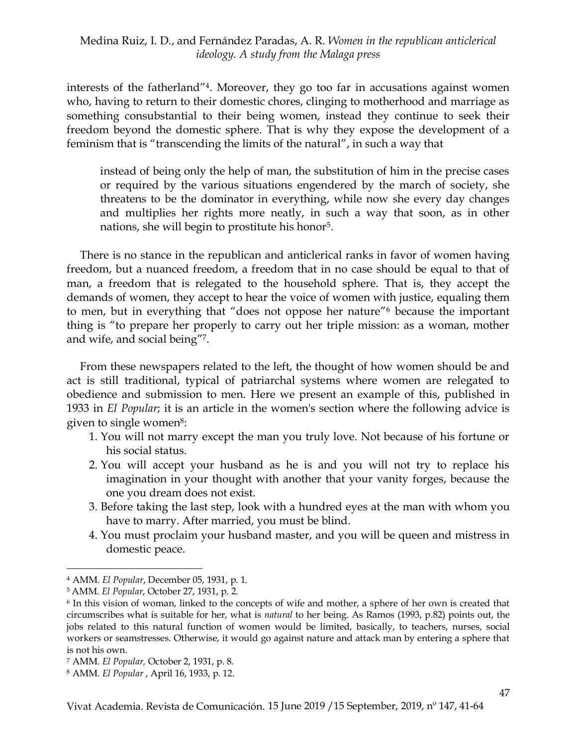interests of the fatherland"[4]. Moreover, they go too far in accusations against women who, having to return to their domestic chores, clinging to motherhood and marriage as something consubstantial to their being women, instead they continue to seek their freedom beyond the domestic sphere. That is why they expose the development of a feminism that is "transcending the limits of the natural", in such a way that

> instead of being only the help of man, the substitution of him in the precise cases or required by the various situations engendered by the march of society, she threatens to be the dominator in everything, while now she every day changes and multiplies her rights more neatly, in such a way that soon, as in other nations, she will begin to prostitute his honor[5].

There is no stance in the republican and anticlerical ranks in favor of women having freedom, but a nuanced freedom, a freedom that in no case should be equal to that of man, a freedom that is relegated to the household sphere. That is, they accept the demands of women, they accept to hear the voice of women with justice, equaling them to men, but in everything that "does not oppose her nature"[6] because the important thing is "to prepare her properly to carry out her triple mission: as a woman, mother and wife, and social being"[7].

From these newspapers related to the left, the thought of how women should be and act is still traditional, typical of patriarchal systems where women are relegated to obedience and submission to men. Here we present an example of this, published in 1933 in *El Popular*; it is an article in the women's section where the following advice is given to single women[8]:

1. You will not marry except the man you truly love. Not because of his fortune or his social status.
2. You will accept your husband as he is and you will not try to replace his imagination in your thought with another that your vanity forges, because the one you dream does not exist.
3. Before taking the last step, look with a hundred eyes at the man with whom you have to marry. After married, you must be blind.
4. You must proclaim your husband master, and you will be queen and mistress in domestic peace.

---

[4] AMM. *El Popular*, December 05, 1931, p. 1.

[5] AMM. *El Popular*, October 27, 1931, p. 2.

[6] In this vision of woman, linked to the concepts of wife and mother, a sphere of her own is created that circumscribes what is suitable for her, what is *natural* to her being. As Ramos (1993, p.82) points out, the jobs related to this natural function of women would be limited, basically, to teachers, nurses, social workers or seamstresses. Otherwise, it would go against nature and attack man by entering a sphere that is not his own.

[7] AMM. *El Popular,* October 2, 1931, p. 8.

[8] AMM. *El Popular* , April 16, 1933, p. 12.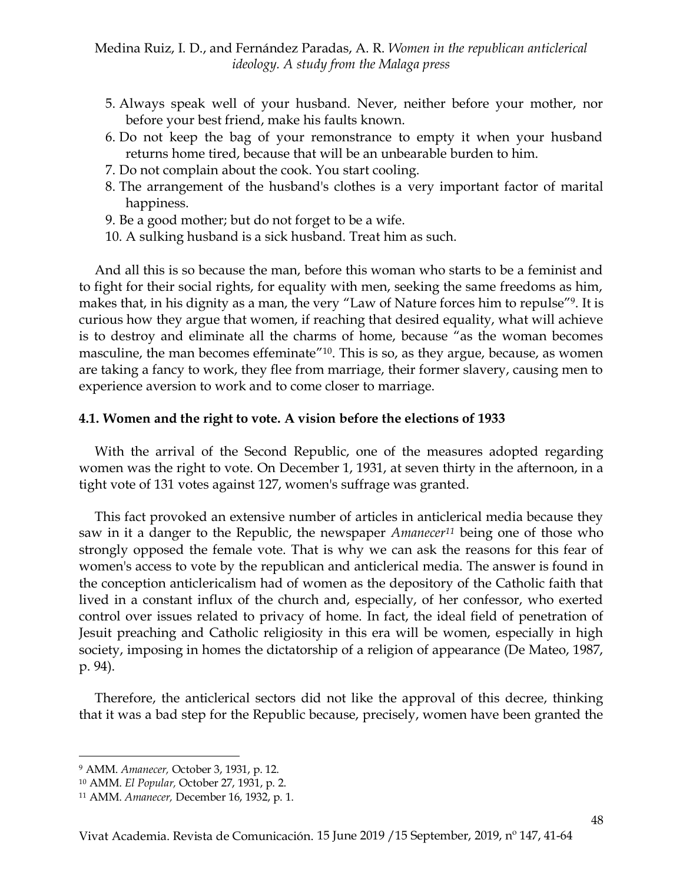5. Always speak well of your husband. Never, neither before your mother, nor before your best friend, make his faults known.
6. Do not keep the bag of your remonstrance to empty it when your husband returns home tired, because that will be an unbearable burden to him.
7. Do not complain about the cook. You start cooling.
8. The arrangement of the husband's clothes is a very important factor of marital happiness.
9. Be a good mother; but do not forget to be a wife.
10. A sulking husband is a sick husband. Treat him as such.

And all this is so because the man, before this woman who starts to be a feminist and to fight for their social rights, for equality with men, seeking the same freedoms as him, makes that, in his dignity as a man, the very "Law of Nature forces him to repulse"[9]. It is curious how they argue that women, if reaching that desired equality, what will achieve is to destroy and eliminate all the charms of home, because "as the woman becomes masculine, the man becomes effeminate"[10]. This is so, as they argue, because, as women are taking a fancy to work, they flee from marriage, their former slavery, causing men to experience aversion to work and to come closer to marriage.

### 4.1. Women and the right to vote. A vision before the elections of 1933

With the arrival of the Second Republic, one of the measures adopted regarding women was the right to vote. On December 1, 1931, at seven thirty in the afternoon, in a tight vote of 131 votes against 127, women's suffrage was granted.

This fact provoked an extensive number of articles in anticlerical media because they saw in it a danger to the Republic, the newspaper *Amanecer*[11] being one of those who strongly opposed the female vote. That is why we can ask the reasons for this fear of women's access to vote by the republican and anticlerical media. The answer is found in the conception anticlericalism had of women as the depository of the Catholic faith that lived in a constant influx of the church and, especially, of her confessor, who exerted control over issues related to privacy of home. In fact, the ideal field of penetration of Jesuit preaching and Catholic religiosity in this era will be women, especially in high society, imposing in homes the dictatorship of a religion of appearance (De Mateo, 1987, p. 94).

Therefore, the anticlerical sectors did not like the approval of this decree, thinking that it was a bad step for the Republic because, precisely, women have been granted the

---

[9] AMM. *Amanecer,* October 3, 1931, p. 12.

[10] AMM. *El Popular,* October 27, 1931, p. 2.

[11] AMM. *Amanecer,* December 16, 1932, p. 1.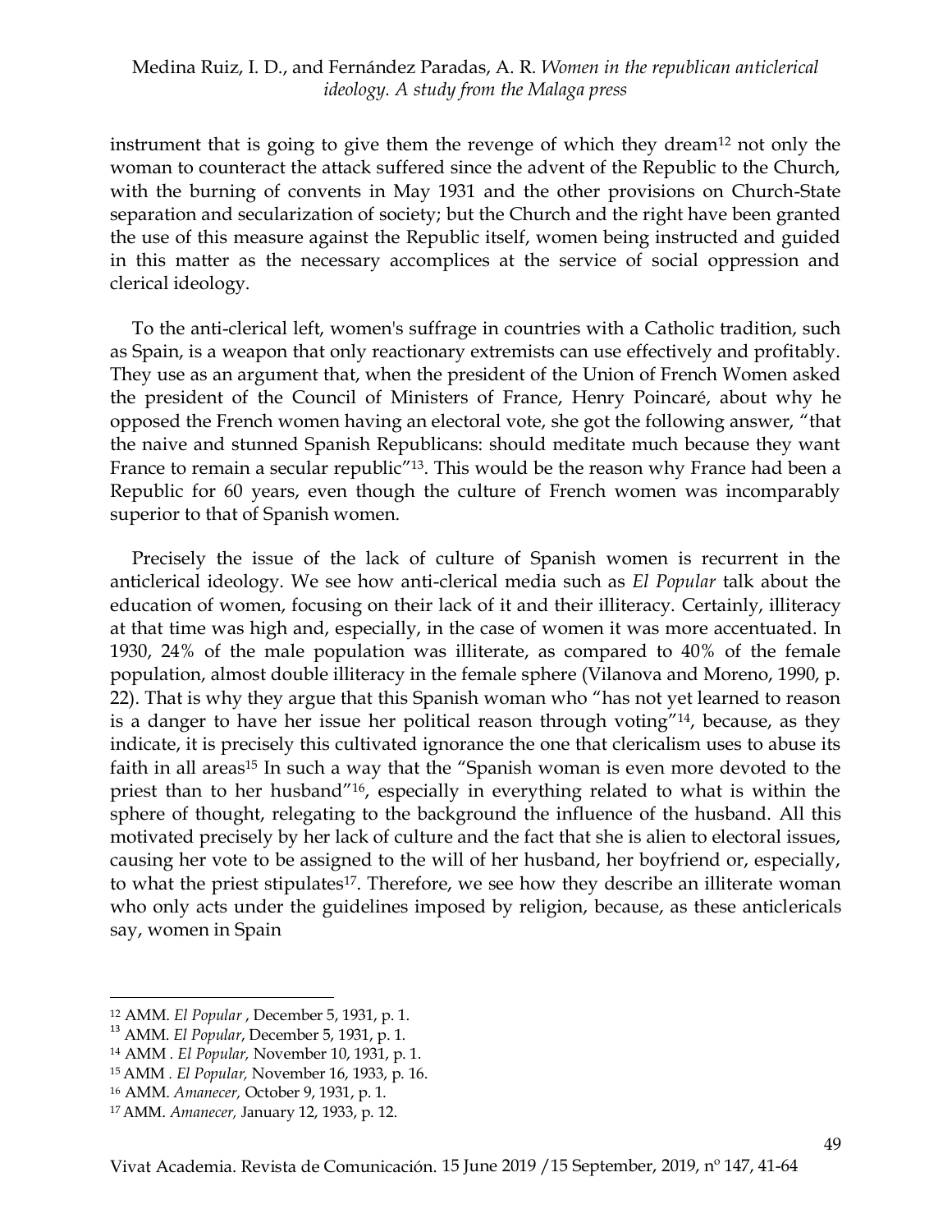instrument that is going to give them the revenge of which they dream[12] not only the woman to counteract the attack suffered since the advent of the Republic to the Church, with the burning of convents in May 1931 and the other provisions on Church-State separation and secularization of society; but the Church and the right have been granted the use of this measure against the Republic itself, women being instructed and guided in this matter as the necessary accomplices at the service of social oppression and clerical ideology.

To the anti-clerical left, women's suffrage in countries with a Catholic tradition, such as Spain, is a weapon that only reactionary extremists can use effectively and profitably. They use as an argument that, when the president of the Union of French Women asked the president of the Council of Ministers of France, Henry Poincaré, about why he opposed the French women having an electoral vote, she got the following answer, "that the naive and stunned Spanish Republicans: should meditate much because they want France to remain a secular republic"[13]. This would be the reason why France had been a Republic for 60 years, even though the culture of French women was incomparably superior to that of Spanish women.

Precisely the issue of the lack of culture of Spanish women is recurrent in the anticlerical ideology. We see how anti-clerical media such as *El Popular* talk about the education of women, focusing on their lack of it and their illiteracy. Certainly, illiteracy at that time was high and, especially, in the case of women it was more accentuated. In 1930, 24% of the male population was illiterate, as compared to 40% of the female population, almost double illiteracy in the female sphere (Vilanova and Moreno, 1990, p. 22). That is why they argue that this Spanish woman who "has not yet learned to reason is a danger to have her issue her political reason through voting"[14], because, as they indicate, it is precisely this cultivated ignorance the one that clericalism uses to abuse its faith in all areas[15] In such a way that the "Spanish woman is even more devoted to the priest than to her husband"[16], especially in everything related to what is within the sphere of thought, relegating to the background the influence of the husband. All this motivated precisely by her lack of culture and the fact that she is alien to electoral issues, causing her vote to be assigned to the will of her husband, her boyfriend or, especially, to what the priest stipulates[17]. Therefore, we see how they describe an illiterate woman who only acts under the guidelines imposed by religion, because, as these anticlericals say, women in Spain

---

[12] AMM. *El Popular* , December 5, 1931, p. 1.

[13] AMM. *El Popular*, December 5, 1931, p. 1.

[14] AMM . *El Popular,* November 10, 1931, p. 1.

[15] AMM . *El Popular,* November 16, 1933, p. 16.

[16] AMM. *Amanecer,* October 9, 1931, p. 1.

[17] AMM. *Amanecer,* January 12, 1933, p. 12.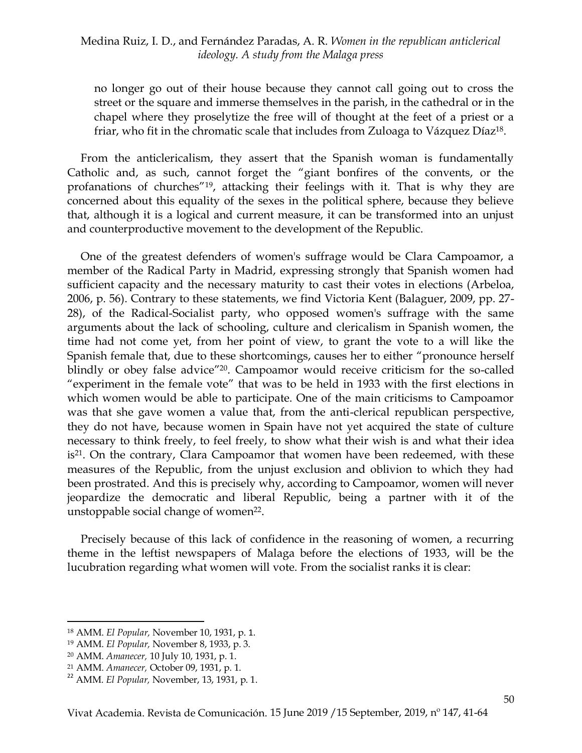> no longer go out of their house because they cannot call going out to cross the street or the square and immerse themselves in the parish, in the cathedral or in the chapel where they proselytize the free will of thought at the feet of a priest or a friar, who fit in the chromatic scale that includes from Zuloaga to Vázquez Díaz[18].

From the anticlericalism, they assert that the Spanish woman is fundamentally Catholic and, as such, cannot forget the "giant bonfires of the convents, or the profanations of churches"[19], attacking their feelings with it. That is why they are concerned about this equality of the sexes in the political sphere, because they believe that, although it is a logical and current measure, it can be transformed into an unjust and counterproductive movement to the development of the Republic.

One of the greatest defenders of women's suffrage would be Clara Campoamor, a member of the Radical Party in Madrid, expressing strongly that Spanish women had sufficient capacity and the necessary maturity to cast their votes in elections (Arbeloa, 2006, p. 56). Contrary to these statements, we find Victoria Kent (Balaguer, 2009, pp. 27-28), of the Radical-Socialist party, who opposed women's suffrage with the same arguments about the lack of schooling, culture and clericalism in Spanish women, the time had not come yet, from her point of view, to grant the vote to a will like the Spanish female that, due to these shortcomings, causes her to either "pronounce herself blindly or obey false advice"[20]. Campoamor would receive criticism for the so-called "experiment in the female vote" that was to be held in 1933 with the first elections in which women would be able to participate. One of the main criticisms to Campoamor was that she gave women a value that, from the anti-clerical republican perspective, they do not have, because women in Spain have not yet acquired the state of culture necessary to think freely, to feel freely, to show what their wish is and what their idea is[21]. On the contrary, Clara Campoamor that women have been redeemed, with these measures of the Republic, from the unjust exclusion and oblivion to which they had been prostrated. And this is precisely why, according to Campoamor, women will never jeopardize the democratic and liberal Republic, being a partner with it of the unstoppable social change of women[22].

Precisely because of this lack of confidence in the reasoning of women, a recurring theme in the leftist newspapers of Malaga before the elections of 1933, will be the lucubration regarding what women will vote. From the socialist ranks it is clear:

---

[18] AMM. *El Popular,* November 10, 1931, p. 1.

[19] AMM. *El Popular,* November 8, 1933, p. 3.

[20] AMM. *Amanecer,* 10 July 10, 1931, p. 1.

[21] AMM. *Amanecer,* October 09, 1931, p. 1.

[22] AMM. *El Popular,* November, 13, 1931, p. 1.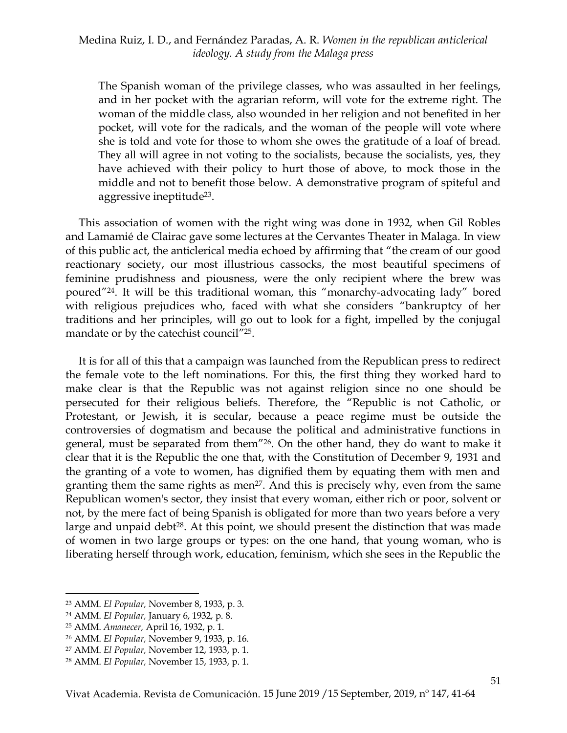> The Spanish woman of the privilege classes, who was assaulted in her feelings, and in her pocket with the agrarian reform, will vote for the extreme right. The woman of the middle class, also wounded in her religion and not benefited in her pocket, will vote for the radicals, and the woman of the people will vote where she is told and vote for those to whom she owes the gratitude of a loaf of bread. They all will agree in not voting to the socialists, because the socialists, yes, they have achieved with their policy to hurt those of above, to mock those in the middle and not to benefit those below. A demonstrative program of spiteful and aggressive ineptitude[23].

This association of women with the right wing was done in 1932, when Gil Robles and Lamamié de Clairac gave some lectures at the Cervantes Theater in Malaga. In view of this public act, the anticlerical media echoed by affirming that "the cream of our good reactionary society, our most illustrious cassocks, the most beautiful specimens of feminine prudishness and piousness, were the only recipient where the brew was poured"[24]. It will be this traditional woman, this "monarchy-advocating lady" bored with religious prejudices who, faced with what she considers "bankruptcy of her traditions and her principles, will go out to look for a fight, impelled by the conjugal mandate or by the catechist council"[25].

It is for all of this that a campaign was launched from the Republican press to redirect the female vote to the left nominations. For this, the first thing they worked hard to make clear is that the Republic was not against religion since no one should be persecuted for their religious beliefs. Therefore, the "Republic is not Catholic, or Protestant, or Jewish, it is secular, because a peace regime must be outside the controversies of dogmatism and because the political and administrative functions in general, must be separated from them"[26]. On the other hand, they do want to make it clear that it is the Republic the one that, with the Constitution of December 9, 1931 and the granting of a vote to women, has dignified them by equating them with men and granting them the same rights as men[27]. And this is precisely why, even from the same Republican women's sector, they insist that every woman, either rich or poor, solvent or not, by the mere fact of being Spanish is obligated for more than two years before a very large and unpaid debt[28]. At this point, we should present the distinction that was made of women in two large groups or types: on the one hand, that young woman, who is liberating herself through work, education, feminism, which she sees in the Republic the

---

[23] AMM. *El Popular,* November 8, 1933, p. 3.

[24] AMM. *El Popular,* January 6, 1932, p. 8.

[25] AMM. *Amanecer,* April 16, 1932, p. 1.

[26] AMM. *El Popular,* November 9, 1933, p. 16.

[27] AMM. *El Popular,* November 12, 1933, p. 1.

[28] AMM. *El Popular,* November 15, 1933, p. 1.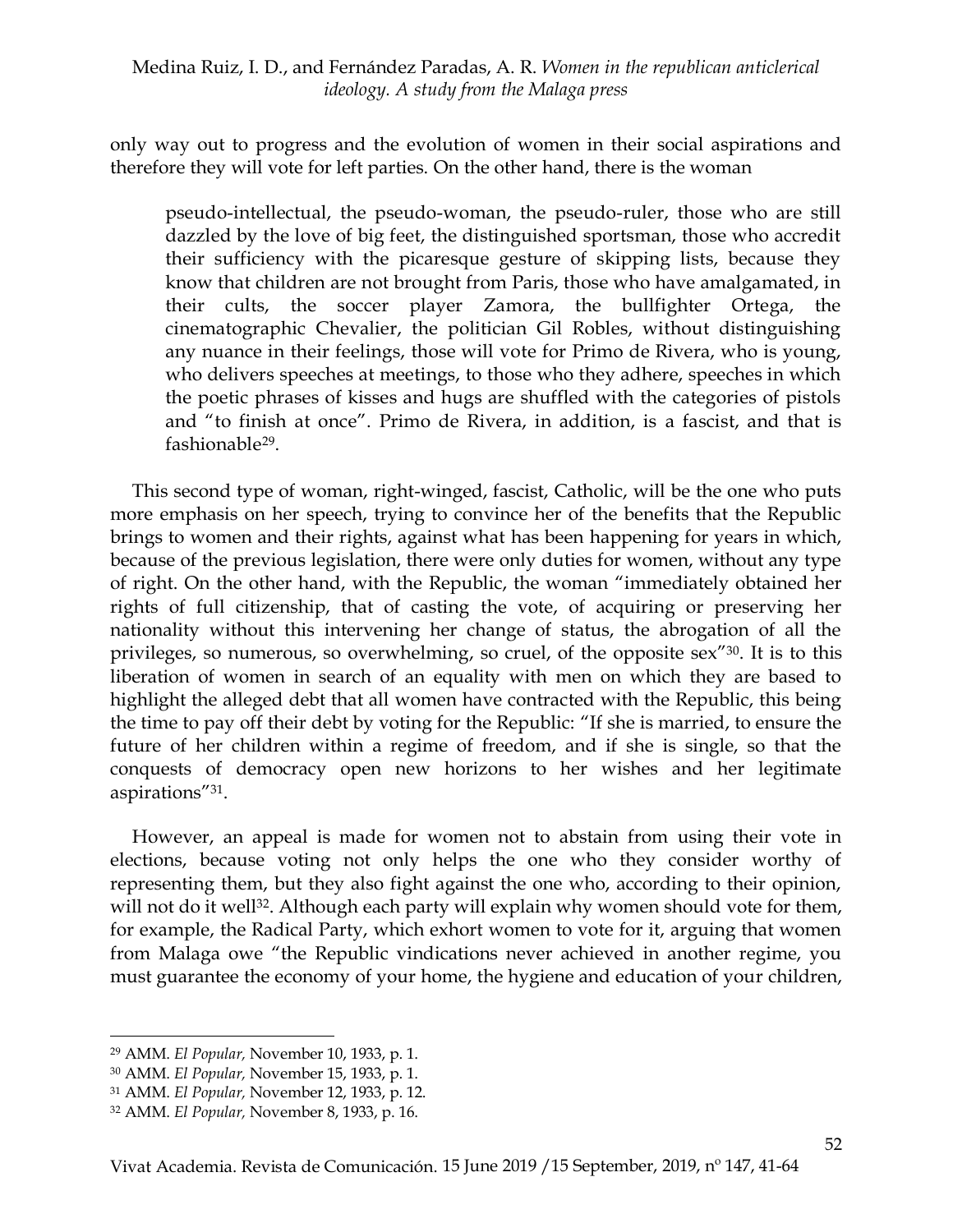only way out to progress and the evolution of women in their social aspirations and therefore they will vote for left parties. On the other hand, there is the woman

> pseudo-intellectual, the pseudo-woman, the pseudo-ruler, those who are still dazzled by the love of big feet, the distinguished sportsman, those who accredit their sufficiency with the picaresque gesture of skipping lists, because they know that children are not brought from Paris, those who have amalgamated, in their cults, the soccer player Zamora, the bullfighter Ortega, the cinematographic Chevalier, the politician Gil Robles, without distinguishing any nuance in their feelings, those will vote for Primo de Rivera, who is young, who delivers speeches at meetings, to those who they adhere, speeches in which the poetic phrases of kisses and hugs are shuffled with the categories of pistols and "to finish at once". Primo de Rivera, in addition, is a fascist, and that is fashionable[29].

This second type of woman, right-winged, fascist, Catholic, will be the one who puts more emphasis on her speech, trying to convince her of the benefits that the Republic brings to women and their rights, against what has been happening for years in which, because of the previous legislation, there were only duties for women, without any type of right. On the other hand, with the Republic, the woman "immediately obtained her rights of full citizenship, that of casting the vote, of acquiring or preserving her nationality without this intervening her change of status, the abrogation of all the privileges, so numerous, so overwhelming, so cruel, of the opposite sex"[30]. It is to this liberation of women in search of an equality with men on which they are based to highlight the alleged debt that all women have contracted with the Republic, this being the time to pay off their debt by voting for the Republic: "If she is married, to ensure the future of her children within a regime of freedom, and if she is single, so that the conquests of democracy open new horizons to her wishes and her legitimate aspirations"[31].

However, an appeal is made for women not to abstain from using their vote in elections, because voting not only helps the one who they consider worthy of representing them, but they also fight against the one who, according to their opinion, will not do it well[32]. Although each party will explain why women should vote for them, for example, the Radical Party, which exhort women to vote for it, arguing that women from Malaga owe "the Republic vindications never achieved in another regime, you must guarantee the economy of your home, the hygiene and education of your children,

---

[29] AMM. *El Popular,* November 10, 1933, p. 1.

[30] AMM. *El Popular,* November 15, 1933, p. 1.

[31] AMM. *El Popular,* November 12, 1933, p. 12.

[32] AMM. *El Popular,* November 8, 1933, p. 16.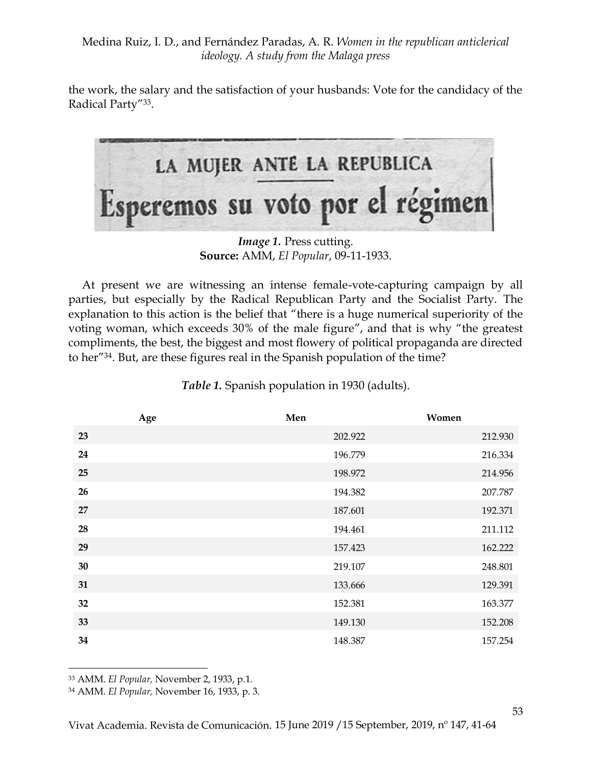the work, the salary and the satisfaction of your husbands: Vote for the candidacy of the Radical Party"[33].

LA MUJER ANTE LA REPUBLICA

Esperemos su voto por el régimen

***Image 1.*** Press cutting.
**Source:** AMM, *El Popular*, 09-11-1933.

At present we are witnessing an intense female-vote-capturing campaign by all parties, but especially by the Radical Republican Party and the Socialist Party. The explanation to this action is the belief that "there is a huge numerical superiority of the voting woman, which exceeds 30% of the male figure", and that is why "the greatest compliments, the best, the biggest and most flowery of political propaganda are directed to her"[34]. But, are these figures real in the Spanish population of the time?

***Table 1.*** Spanish population in 1930 (adults).

| Age | Men | Women |
|---|---|---|
| 23 | 202.922 | 212.930 |
| 24 | 196.779 | 216.334 |
| 25 | 198.972 | 214.956 |
| 26 | 194.382 | 207.787 |
| 27 | 187.601 | 192.371 |
| 28 | 194.461 | 211.112 |
| 29 | 157.423 | 162.222 |
| 30 | 219.107 | 248.801 |
| 31 | 133.666 | 129.391 |
| 32 | 152.381 | 163.377 |
| 33 | 149.130 | 152.208 |
| 34 | 148.387 | 157.254 |

[33] AMM. *El Popular,* November 2, 1933, p.1.

[34] AMM. *El Popular,* November 16, 1933, p. 3.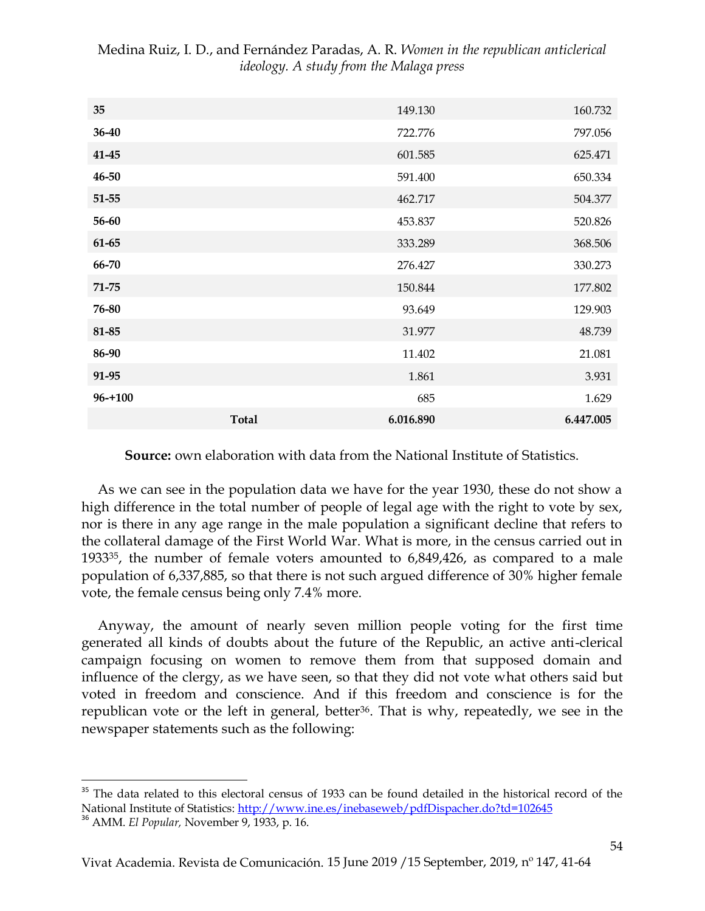| | | | |
|---|---|---|---|
| **35** | | 149.130 | 160.732 |
| **36-40** | | 722.776 | 797.056 |
| **41-45** | | 601.585 | 625.471 |
| **46-50** | | 591.400 | 650.334 |
| **51-55** | | 462.717 | 504.377 |
| **56-60** | | 453.837 | 520.826 |
| **61-65** | | 333.289 | 368.506 |
| **66-70** | | 276.427 | 330.273 |
| **71-75** | | 150.844 | 177.802 |
| **76-80** | | 93.649 | 129.903 |
| **81-85** | | 31.977 | 48.739 |
| **86-90** | | 11.402 | 21.081 |
| **91-95** | | 1.861 | 3.931 |
| **96-+100** | | 685 | 1.629 |
| | **Total** | **6.016.890** | **6.447.005** |

**Source:** own elaboration with data from the National Institute of Statistics.

As we can see in the population data we have for the year 1930, these do not show a high difference in the total number of people of legal age with the right to vote by sex, nor is there in any age range in the male population a significant decline that refers to the collateral damage of the First World War. What is more, in the census carried out in 1933[35], the number of female voters amounted to 6,849,426, as compared to a male population of 6,337,885, so that there is not such argued difference of 30% higher female vote, the female census being only 7.4% more.

Anyway, the amount of nearly seven million people voting for the first time generated all kinds of doubts about the future of the Republic, an active anti-clerical campaign focusing on women to remove them from that supposed domain and influence of the clergy, as we have seen, so that they did not vote what others said but voted in freedom and conscience. And if this freedom and conscience is for the republican vote or the left in general, better[36]. That is why, repeatedly, we see in the newspaper statements such as the following:

[35] The data related to this electoral census of 1933 can be found detailed in the historical record of the National Institute of Statistics: http://www.ine.es/inebaseweb/pdfDispacher.do?td=102645

[36] AMM. *El Popular,* November 9, 1933, p. 16.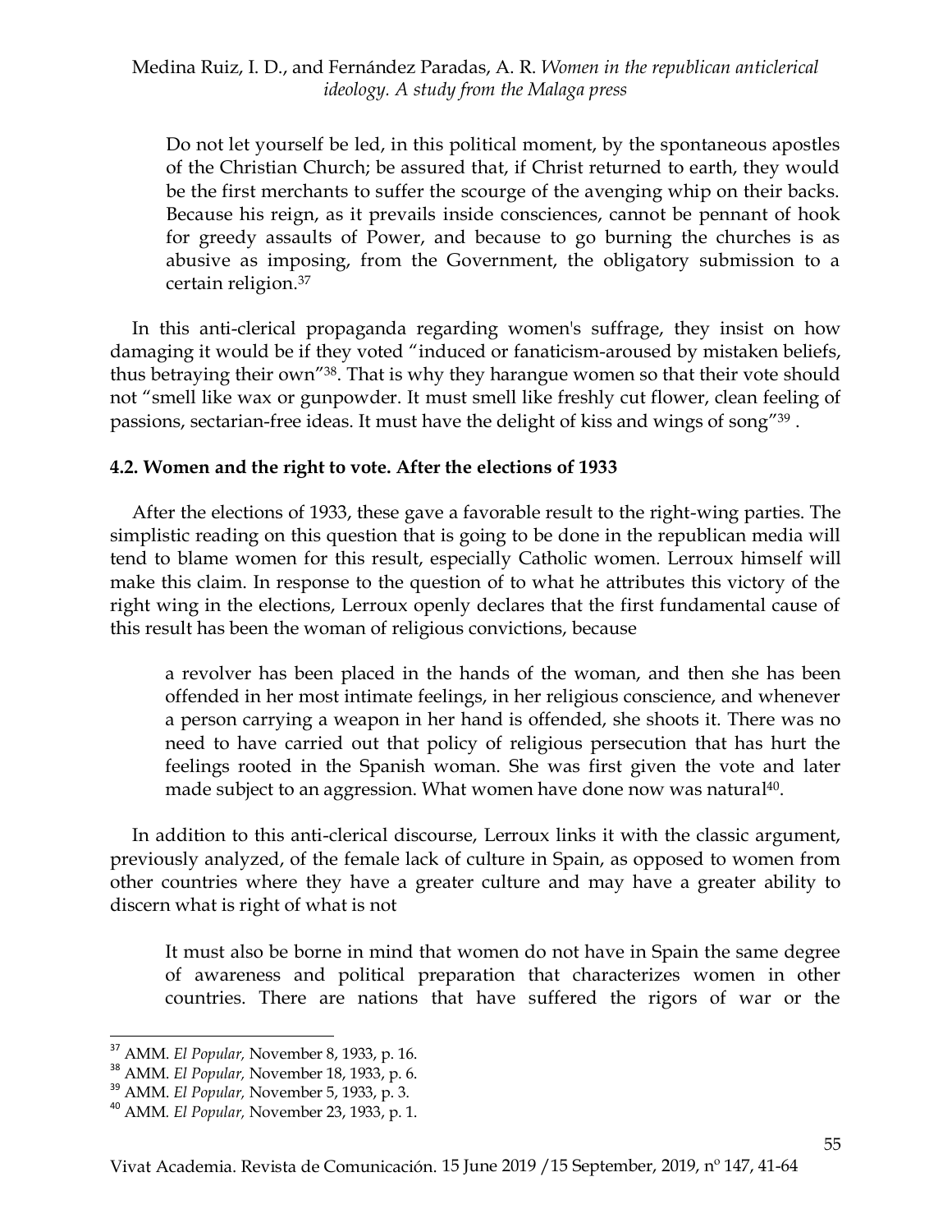> Do not let yourself be led, in this political moment, by the spontaneous apostles of the Christian Church; be assured that, if Christ returned to earth, they would be the first merchants to suffer the scourge of the avenging whip on their backs. Because his reign, as it prevails inside consciences, cannot be pennant of hook for greedy assaults of Power, and because to go burning the churches is as abusive as imposing, from the Government, the obligatory submission to a certain religion.[37]

In this anti-clerical propaganda regarding women's suffrage, they insist on how damaging it would be if they voted "induced or fanaticism-aroused by mistaken beliefs, thus betraying their own"[38]. That is why they harangue women so that their vote should not "smell like wax or gunpowder. It must smell like freshly cut flower, clean feeling of passions, sectarian-free ideas. It must have the delight of kiss and wings of song"[39] .

### 4.2. Women and the right to vote. After the elections of 1933

After the elections of 1933, these gave a favorable result to the right-wing parties. The simplistic reading on this question that is going to be done in the republican media will tend to blame women for this result, especially Catholic women. Lerroux himself will make this claim. In response to the question of to what he attributes this victory of the right wing in the elections, Lerroux openly declares that the first fundamental cause of this result has been the woman of religious convictions, because

> a revolver has been placed in the hands of the woman, and then she has been offended in her most intimate feelings, in her religious conscience, and whenever a person carrying a weapon in her hand is offended, she shoots it. There was no need to have carried out that policy of religious persecution that has hurt the feelings rooted in the Spanish woman. She was first given the vote and later made subject to an aggression. What women have done now was natural[40].

In addition to this anti-clerical discourse, Lerroux links it with the classic argument, previously analyzed, of the female lack of culture in Spain, as opposed to women from other countries where they have a greater culture and may have a greater ability to discern what is right of what is not

> It must also be borne in mind that women do not have in Spain the same degree of awareness and political preparation that characterizes women in other countries. There are nations that have suffered the rigors of war or the

---

[37] AMM. *El Popular,* November 8, 1933, p. 16.

[38] AMM. *El Popular,* November 18, 1933, p. 6.

[39] AMM. *El Popular,* November 5, 1933, p. 3.

[40] AMM. *El Popular,* November 23, 1933, p. 1.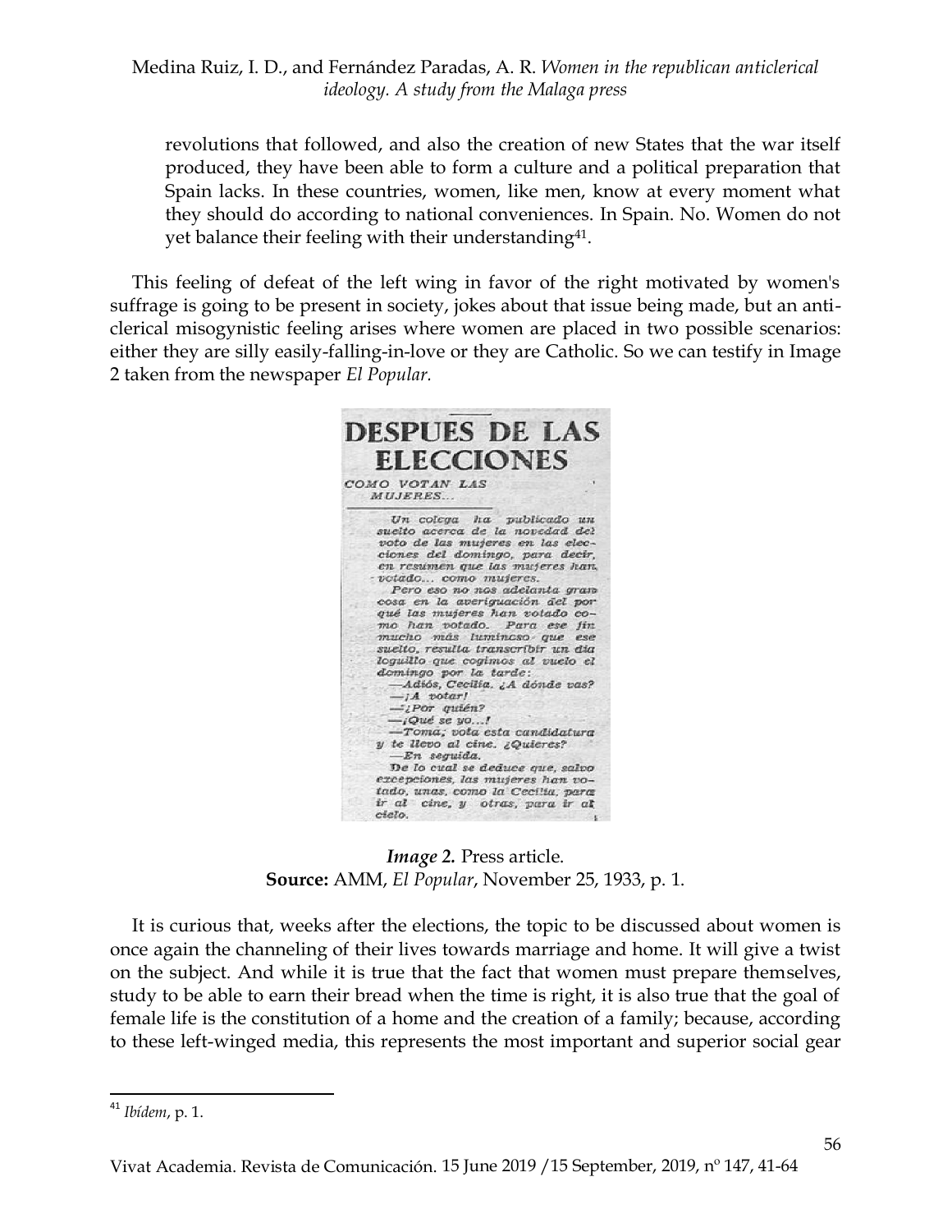revolutions that followed, and also the creation of new States that the war itself produced, they have been able to form a culture and a political preparation that Spain lacks. In these countries, women, like men, know at every moment what they should do according to national conveniences. In Spain. No. Women do not yet balance their feeling with their understanding[41].

This feeling of defeat of the left wing in favor of the right motivated by women's suffrage is going to be present in society, jokes about that issue being made, but an anti-clerical misogynistic feeling arises where women are placed in two possible scenarios: either they are silly easily-falling-in-love or they are Catholic. So we can testify in Image 2 taken from the newspaper *El Popular.*

**DESPUES DE LAS ELECCIONES**

*COMO VOTAN LAS MUJERES...*

*Un colega ha publicado un suelto acerca de la novedad del voto de las mujeres en las elecciones del domingo, para decir, en resumen que las mujeres han votado... como mujeres.*

*Pero eso no nos adelanta gran cosa en la averiguación del por qué las mujeres han votado como han votado. Para ese fin mucho más luminoso que ese suelto, resulta transcribir un dialoguillo que cogimos al vuelo el domingo por la tarde:*

*—Adiós, Cecilia. ¿A dónde vas?*

*—¡A votar!*

*—¿Por quién?*

*—¡Qué se yo...!*

*—Toma; vota esta candidatura y te llevo al cine. ¿Quieres?*

*—En seguida.*

*De lo cual se deduce que, salvo excepciones, las mujeres han votado, unas, como la Cecilia, para ir al cine, y otras, para ir al cielo.*

***Image 2.*** Press article.
**Source:** AMM, *El Popular*, November 25, 1933, p. 1.

It is curious that, weeks after the elections, the topic to be discussed about women is once again the channeling of their lives towards marriage and home. It will give a twist on the subject. And while it is true that the fact that women must prepare themselves, study to be able to earn their bread when the time is right, it is also true that the goal of female life is the constitution of a home and the creation of a family; because, according to these left-winged media, this represents the most important and superior social gear

[41] *Ibídem*, p. 1.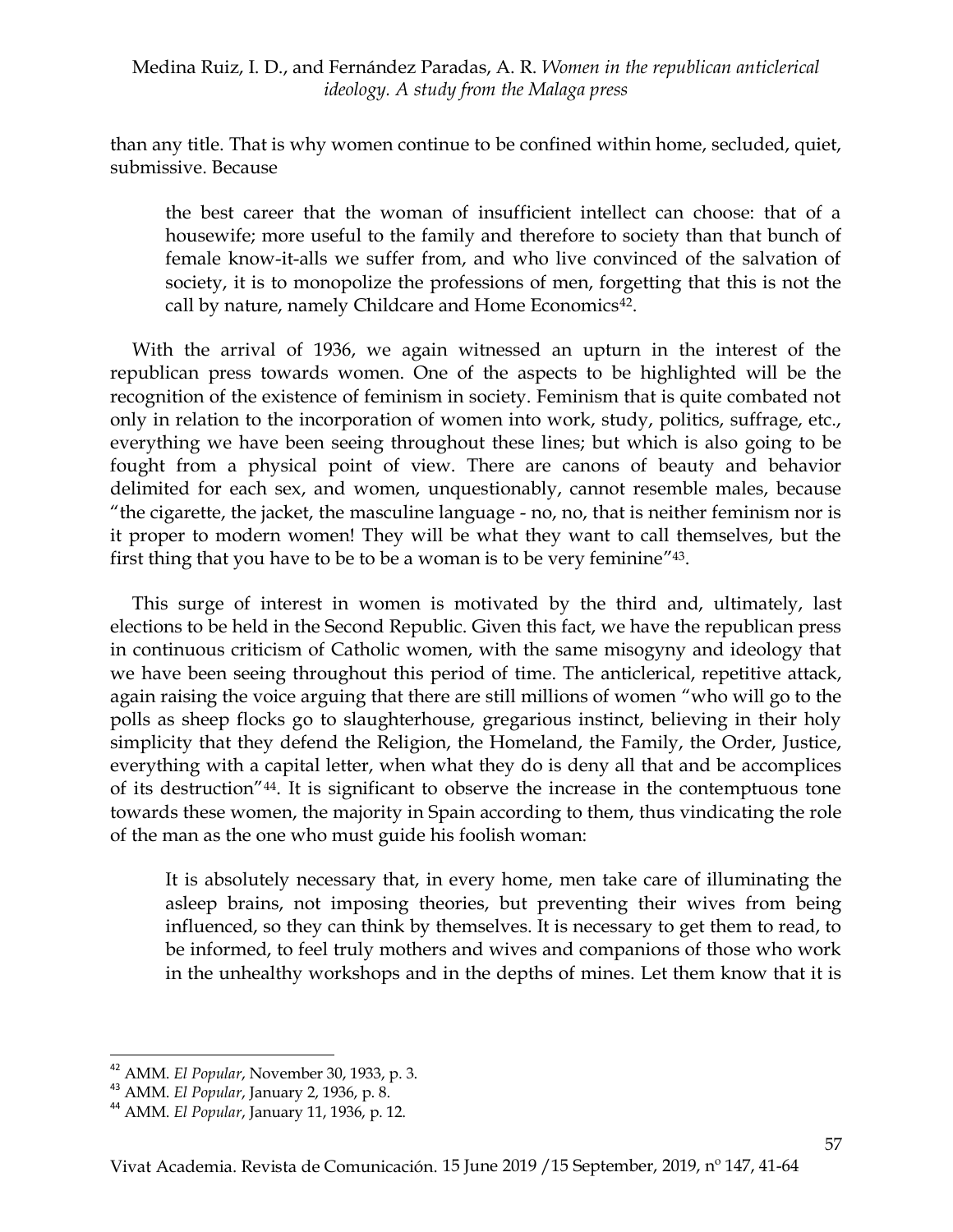than any title. That is why women continue to be confined within home, secluded, quiet, submissive. Because

> the best career that the woman of insufficient intellect can choose: that of a housewife; more useful to the family and therefore to society than that bunch of female know-it-alls we suffer from, and who live convinced of the salvation of society, it is to monopolize the professions of men, forgetting that this is not the call by nature, namely Childcare and Home Economics[42].

With the arrival of 1936, we again witnessed an upturn in the interest of the republican press towards women. One of the aspects to be highlighted will be the recognition of the existence of feminism in society. Feminism that is quite combated not only in relation to the incorporation of women into work, study, politics, suffrage, etc., everything we have been seeing throughout these lines; but which is also going to be fought from a physical point of view. There are canons of beauty and behavior delimited for each sex, and women, unquestionably, cannot resemble males, because "the cigarette, the jacket, the masculine language - no, no, that is neither feminism nor is it proper to modern women! They will be what they want to call themselves, but the first thing that you have to be to be a woman is to be very feminine"[43].

This surge of interest in women is motivated by the third and, ultimately, last elections to be held in the Second Republic. Given this fact, we have the republican press in continuous criticism of Catholic women, with the same misogyny and ideology that we have been seeing throughout this period of time. The anticlerical, repetitive attack, again raising the voice arguing that there are still millions of women "who will go to the polls as sheep flocks go to slaughterhouse, gregarious instinct, believing in their holy simplicity that they defend the Religion, the Homeland, the Family, the Order, Justice, everything with a capital letter, when what they do is deny all that and be accomplices of its destruction"[44]. It is significant to observe the increase in the contemptuous tone towards these women, the majority in Spain according to them, thus vindicating the role of the man as the one who must guide his foolish woman:

> It is absolutely necessary that, in every home, men take care of illuminating the asleep brains, not imposing theories, but preventing their wives from being influenced, so they can think by themselves. It is necessary to get them to read, to be informed, to feel truly mothers and wives and companions of those who work in the unhealthy workshops and in the depths of mines. Let them know that it is

---

[42] AMM. *El Popular*, November 30, 1933, p. 3.

[43] AMM. *El Popular*, January 2, 1936, p. 8.

[44] AMM. *El Popular*, January 11, 1936, p. 12.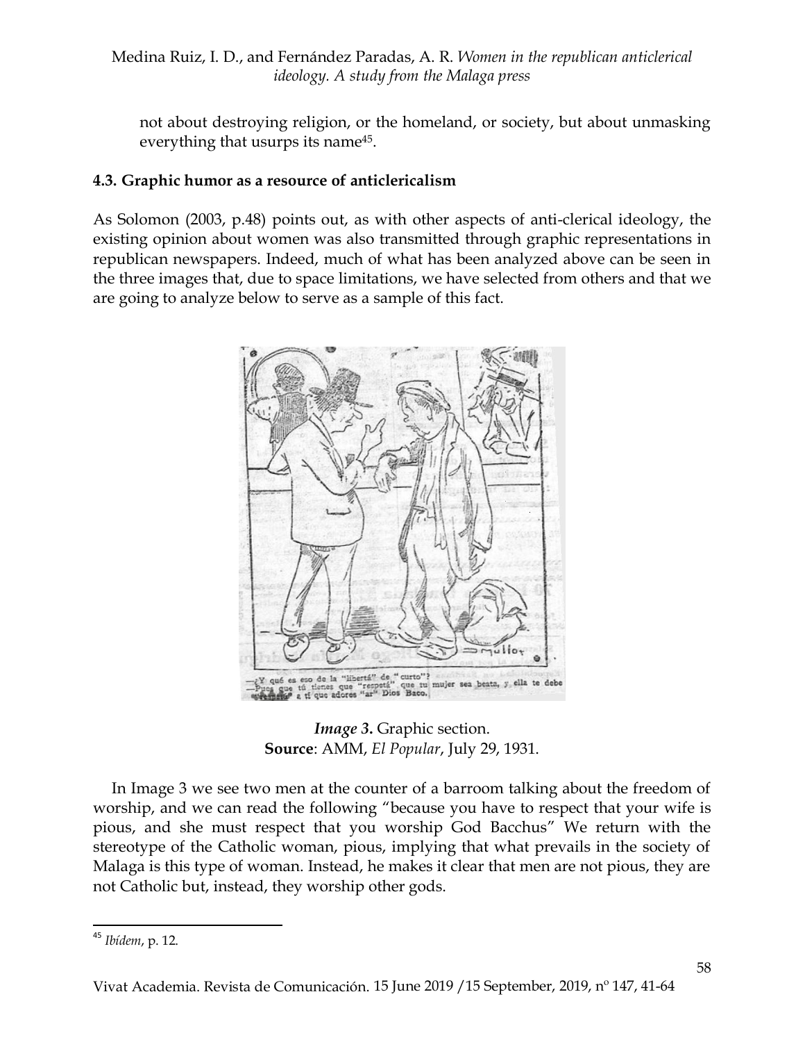not about destroying religion, or the homeland, or society, but about unmasking everything that usurps its name[45].

### 4.3. Graphic humor as a resource of anticlericalism

As Solomon (2003, p.48) points out, as with other aspects of anti-clerical ideology, the existing opinion about women was also transmitted through graphic representations in republican newspapers. Indeed, much of what has been analyzed above can be seen in the three images that, due to space limitations, we have selected from others and that we are going to analyze below to serve as a sample of this fact.

—¿Y qué es eso de la "libertá" de "curto"?
—Pues que tú tienes que "respetá" que tu mujer sea beata, y ella te debe "respetá" a ti que adores "ar" Dios Baco.

***Image 3*.** Graphic section.
**Source**: AMM, *El Popular*, July 29, 1931.

In Image 3 we see two men at the counter of a barroom talking about the freedom of worship, and we can read the following "because you have to respect that your wife is pious, and she must respect that you worship God Bacchus" We return with the stereotype of the Catholic woman, pious, implying that what prevails in the society of Malaga is this type of woman. Instead, he makes it clear that men are not pious, they are not Catholic but, instead, they worship other gods.

---

[45] *Ibídem*, p. 12.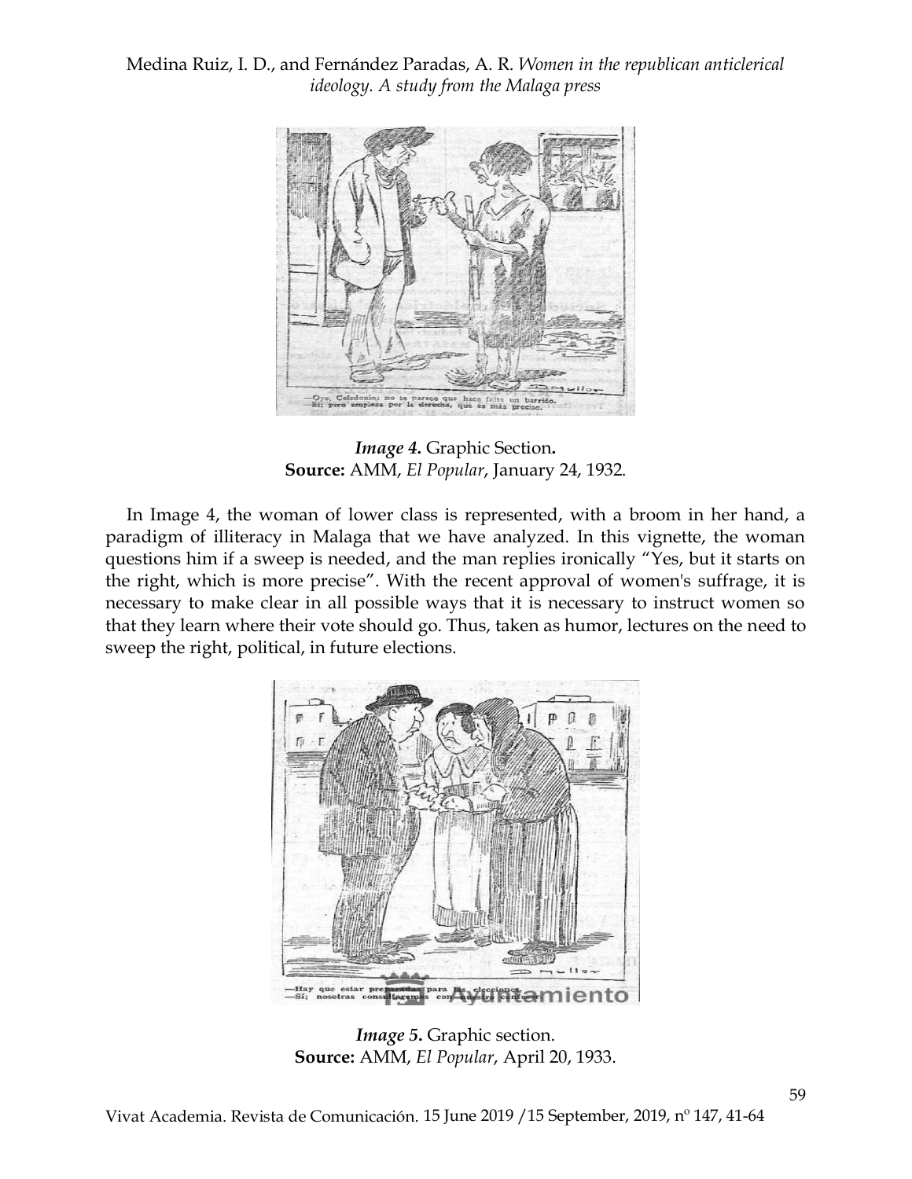*Image 4.* Graphic Section**.**
**Source:** AMM, *El Popular*, January 24, 1932.

In Image 4, the woman of lower class is represented, with a broom in her hand, a paradigm of illiteracy in Malaga that we have analyzed. In this vignette, the woman questions him if a sweep is needed, and the man replies ironically "Yes, but it starts on the right, which is more precise". With the recent approval of women's suffrage, it is necessary to make clear in all possible ways that it is necessary to instruct women so that they learn where their vote should go. Thus, taken as humor, lectures on the need to sweep the right, political, in future elections.

*Image 5***.** Graphic section.
**Source:** AMM, *El Popular*, April 20, 1933.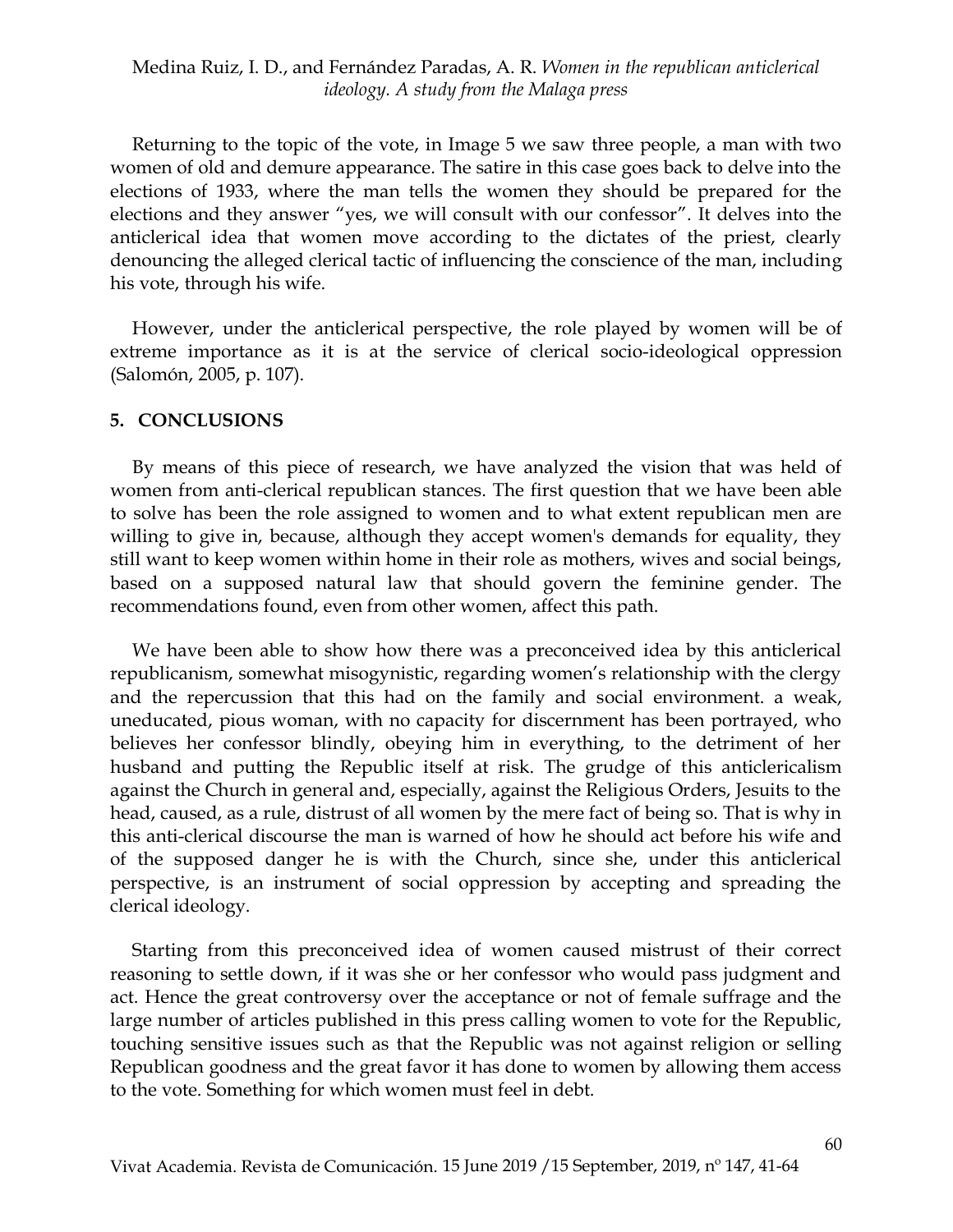Returning to the topic of the vote, in Image 5 we saw three people, a man with two women of old and demure appearance. The satire in this case goes back to delve into the elections of 1933, where the man tells the women they should be prepared for the elections and they answer "yes, we will consult with our confessor". It delves into the anticlerical idea that women move according to the dictates of the priest, clearly denouncing the alleged clerical tactic of influencing the conscience of the man, including his vote, through his wife.

However, under the anticlerical perspective, the role played by women will be of extreme importance as it is at the service of clerical socio-ideological oppression (Salomón, 2005, p. 107).

## 5. CONCLUSIONS

By means of this piece of research, we have analyzed the vision that was held of women from anti-clerical republican stances. The first question that we have been able to solve has been the role assigned to women and to what extent republican men are willing to give in, because, although they accept women's demands for equality, they still want to keep women within home in their role as mothers, wives and social beings, based on a supposed natural law that should govern the feminine gender. The recommendations found, even from other women, affect this path.

We have been able to show how there was a preconceived idea by this anticlerical republicanism, somewhat misogynistic, regarding women's relationship with the clergy and the repercussion that this had on the family and social environment. a weak, uneducated, pious woman, with no capacity for discernment has been portrayed, who believes her confessor blindly, obeying him in everything, to the detriment of her husband and putting the Republic itself at risk. The grudge of this anticlericalism against the Church in general and, especially, against the Religious Orders, Jesuits to the head, caused, as a rule, distrust of all women by the mere fact of being so. That is why in this anti-clerical discourse the man is warned of how he should act before his wife and of the supposed danger he is with the Church, since she, under this anticlerical perspective, is an instrument of social oppression by accepting and spreading the clerical ideology.

Starting from this preconceived idea of women caused mistrust of their correct reasoning to settle down, if it was she or her confessor who would pass judgment and act. Hence the great controversy over the acceptance or not of female suffrage and the large number of articles published in this press calling women to vote for the Republic, touching sensitive issues such as that the Republic was not against religion or selling Republican goodness and the great favor it has done to women by allowing them access to the vote. Something for which women must feel in debt.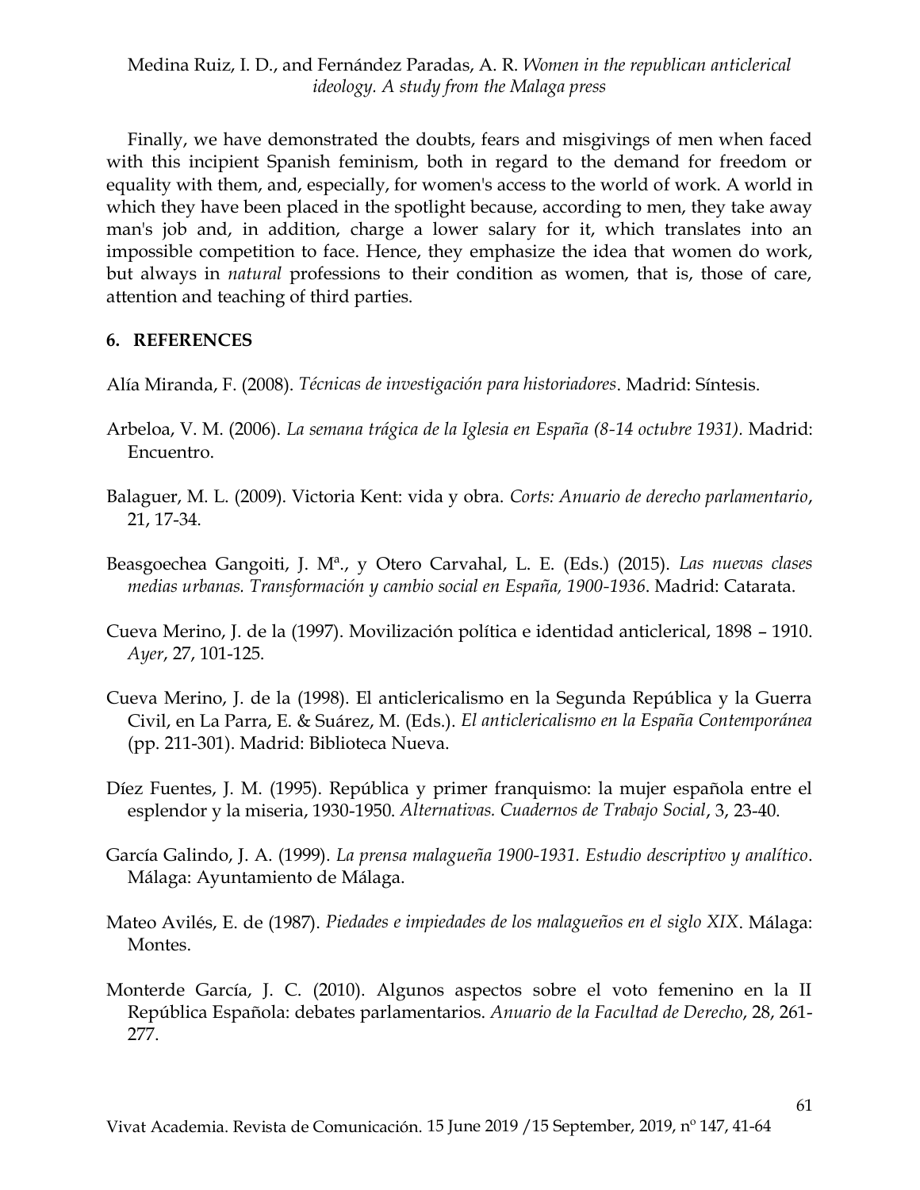Finally, we have demonstrated the doubts, fears and misgivings of men when faced with this incipient Spanish feminism, both in regard to the demand for freedom or equality with them, and, especially, for women's access to the world of work. A world in which they have been placed in the spotlight because, according to men, they take away man's job and, in addition, charge a lower salary for it, which translates into an impossible competition to face. Hence, they emphasize the idea that women do work, but always in *natural* professions to their condition as women, that is, those of care, attention and teaching of third parties.

## 6. REFERENCES

Alía Miranda, F. (2008). *Técnicas de investigación para historiadores*. Madrid: Síntesis.

Arbeloa, V. M. (2006). *La semana trágica de la Iglesia en España (8-14 octubre 1931).* Madrid: Encuentro.

Balaguer, M. L. (2009). Victoria Kent: vida y obra. *Corts: Anuario de derecho parlamentario*, 21, 17-34.

Beasgoechea Gangoiti, J. Mª., y Otero Carvahal, L. E. (Eds.) (2015). *Las nuevas clases medias urbanas. Transformación y cambio social en España, 1900-1936*. Madrid: Catarata.

Cueva Merino, J. de la (1997). Movilización política e identidad anticlerical, 1898 – 1910. *Ayer*, 27, 101-125.

Cueva Merino, J. de la (1998). El anticlericalismo en la Segunda República y la Guerra Civil, en La Parra, E. & Suárez, M. (Eds.). *El anticlericalismo en la España Contemporánea* (pp. 211-301). Madrid: Biblioteca Nueva.

Díez Fuentes, J. M. (1995). República y primer franquismo: la mujer española entre el esplendor y la miseria, 1930-1950. *Alternativas. Cuadernos de Trabajo Social*, 3, 23-40.

García Galindo, J. A. (1999). *La prensa malagueña 1900-1931. Estudio descriptivo y analítico*. Málaga: Ayuntamiento de Málaga.

Mateo Avilés, E. de (1987). *Piedades e impiedades de los malagueños en el siglo XIX*. Málaga: Montes.

Monterde García, J. C. (2010). Algunos aspectos sobre el voto femenino en la II República Española: debates parlamentarios. *Anuario de la Facultad de Derecho*, 28, 261-277.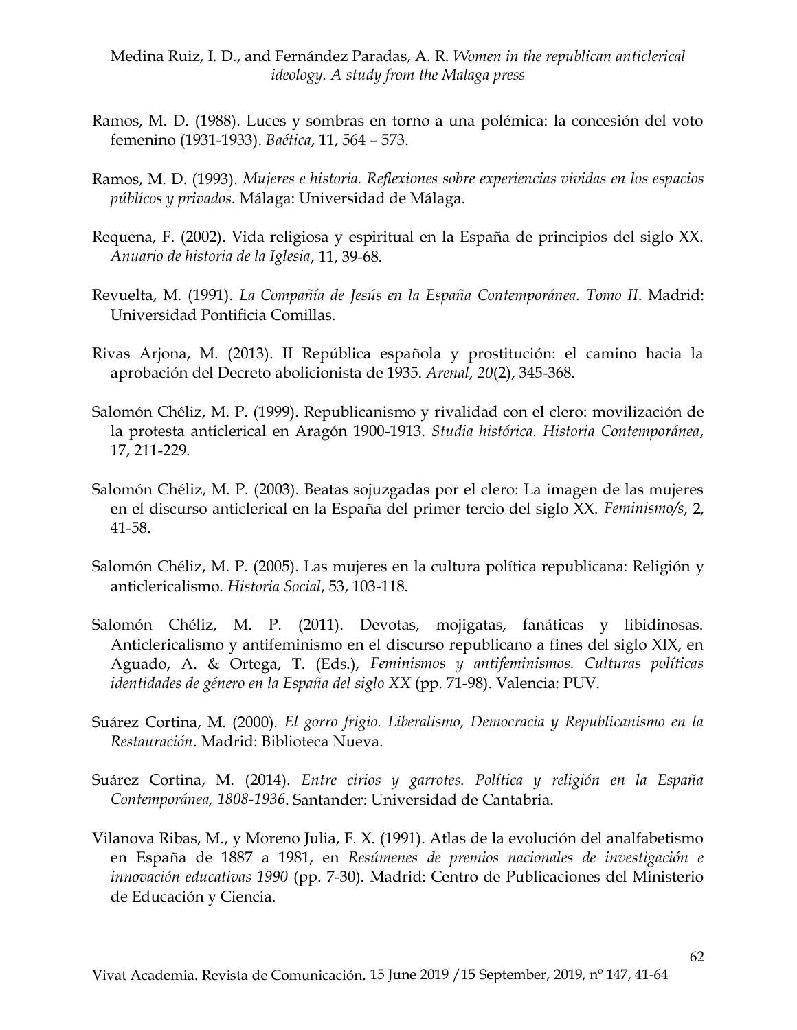Ramos, M. D. (1988). Luces y sombras en torno a una polémica: la concesión del voto femenino (1931-1933). *Baética*, 11, 564 – 573.

Ramos, M. D. (1993). *Mujeres e historia. Reflexiones sobre experiencias vividas en los espacios públicos y privados*. Málaga: Universidad de Málaga.

Requena, F. (2002). Vida religiosa y espiritual en la España de principios del siglo XX. *Anuario de historia de la Iglesia*, 11, 39-68.

Revuelta, M. (1991). *La Compañía de Jesús en la España Contemporánea. Tomo II*. Madrid: Universidad Pontificia Comillas.

Rivas Arjona, M. (2013). II República española y prostitución: el camino hacia la aprobación del Decreto abolicionista de 1935. *Arenal*, *20*(2), 345-368.

Salomón Chéliz, M. P. (1999). Republicanismo y rivalidad con el clero: movilización de la protesta anticlerical en Aragón 1900-1913. *Studia histórica. Historia Contemporánea*, 17, 211-229.

Salomón Chéliz, M. P. (2003). Beatas sojuzgadas por el clero: La imagen de las mujeres en el discurso anticlerical en la España del primer tercio del siglo XX. *Feminismo/s*, 2, 41-58.

Salomón Chéliz, M. P. (2005). Las mujeres en la cultura política republicana: Religión y anticlericalismo. *Historia Social*, 53, 103-118.

Salomón Chéliz, M. P. (2011). Devotas, mojigatas, fanáticas y libidinosas. Anticlericalismo y antifeminismo en el discurso republicano a fines del siglo XIX, en Aguado, A. & Ortega, T. (Eds.), *Feminismos y antifeminismos. Culturas políticas identidades de género en la España del siglo XX* (pp. 71-98). Valencia: PUV.

Suárez Cortina, M. (2000). *El gorro frigio. Liberalismo, Democracia y Republicanismo en la Restauración*. Madrid: Biblioteca Nueva.

Suárez Cortina, M. (2014). *Entre cirios y garrotes. Política y religión en la España Contemporánea, 1808-1936*. Santander: Universidad de Cantabria.

Vilanova Ribas, M., y Moreno Julia, F. X. (1991). Atlas de la evolución del analfabetismo en España de 1887 a 1981, en *Resúmenes de premios nacionales de investigación e innovación educativas 1990* (pp. 7-30). Madrid: Centro de Publicaciones del Ministerio de Educación y Ciencia.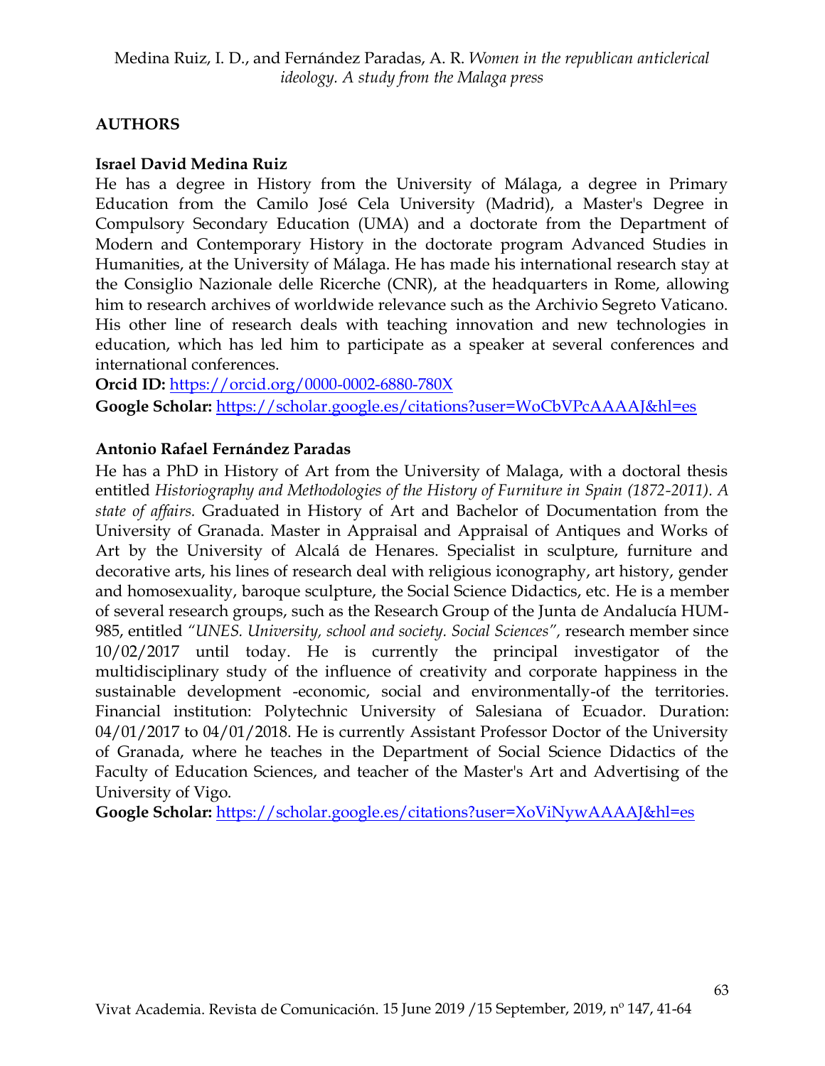## AUTHORS

### Israel David Medina Ruiz

He has a degree in History from the University of Málaga, a degree in Primary Education from the Camilo José Cela University (Madrid), a Master's Degree in Compulsory Secondary Education (UMA) and a doctorate from the Department of Modern and Contemporary History in the doctorate program Advanced Studies in Humanities, at the University of Málaga. He has made his international research stay at the Consiglio Nazionale delle Ricerche (CNR), at the headquarters in Rome, allowing him to research archives of worldwide relevance such as the Archivio Segreto Vaticano. His other line of research deals with teaching innovation and new technologies in education, which has led him to participate as a speaker at several conferences and international conferences.

**Orcid ID:** https://orcid.org/0000-0002-6880-780X

**Google Scholar:** https://scholar.google.es/citations?user=WoCbVPcAAAAJ&hl=es

### Antonio Rafael Fernández Paradas

He has a PhD in History of Art from the University of Malaga, with a doctoral thesis entitled *Historiography and Methodologies of the History of Furniture in Spain (1872-2011). A state of affairs.* Graduated in History of Art and Bachelor of Documentation from the University of Granada. Master in Appraisal and Appraisal of Antiques and Works of Art by the University of Alcalá de Henares. Specialist in sculpture, furniture and decorative arts, his lines of research deal with religious iconography, art history, gender and homosexuality, baroque sculpture, the Social Science Didactics, etc. He is a member of several research groups, such as the Research Group of the Junta de Andalucía HUM-985, entitled *"UNES. University, school and society. Social Sciences"*, research member since 10/02/2017 until today. He is currently the principal investigator of the multidisciplinary study of the influence of creativity and corporate happiness in the sustainable development -economic, social and environmentally-of the territories. Financial institution: Polytechnic University of Salesiana of Ecuador. Duration: 04/01/2017 to 04/01/2018. He is currently Assistant Professor Doctor of the University of Granada, where he teaches in the Department of Social Science Didactics of the Faculty of Education Sciences, and teacher of the Master's Art and Advertising of the University of Vigo.

**Google Scholar:** https://scholar.google.es/citations?user=XoViNywAAAAJ&hl=es